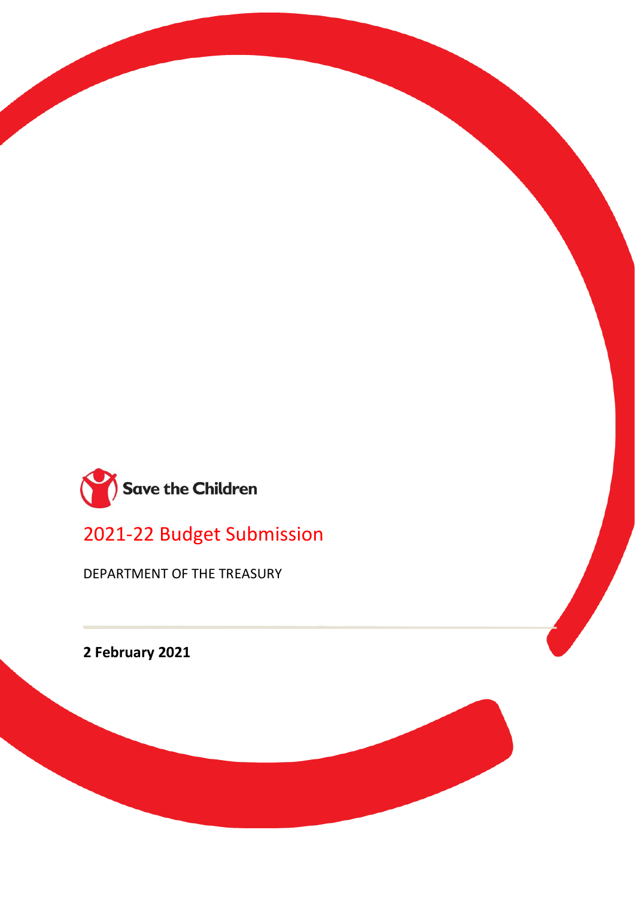Save the Children

# 2021-22 Budget Submission

DEPARTMENT OF THE TREASURY

**2 February 2021**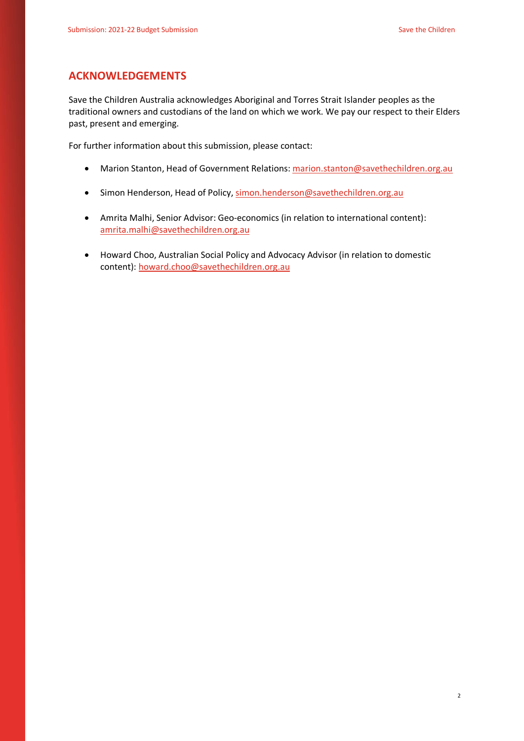## ACKNOWLEDGEMENTS

Save the Children Australia acknowledges Aboriginal and Torres Strait Islander peoples as the traditional owners and custodians of the land on which we work. We pay our respect to their Elders past, present and emerging.

For further information about this submission, please contact:

- Marion Stanton, Head of Government Relations: marion.stanton@savethechildren.org.au
- Simon Henderson, Head of Policy, simon.henderson@savethechildren.org.au
- Amrita Malhi, Senior Advisor: Geo-economics (in relation to international content): amrita.malhi@savethechildren.org.au
- Howard Choo, Australian Social Policy and Advocacy Advisor (in relation to domestic content): howard.choo@savethechildren.org.au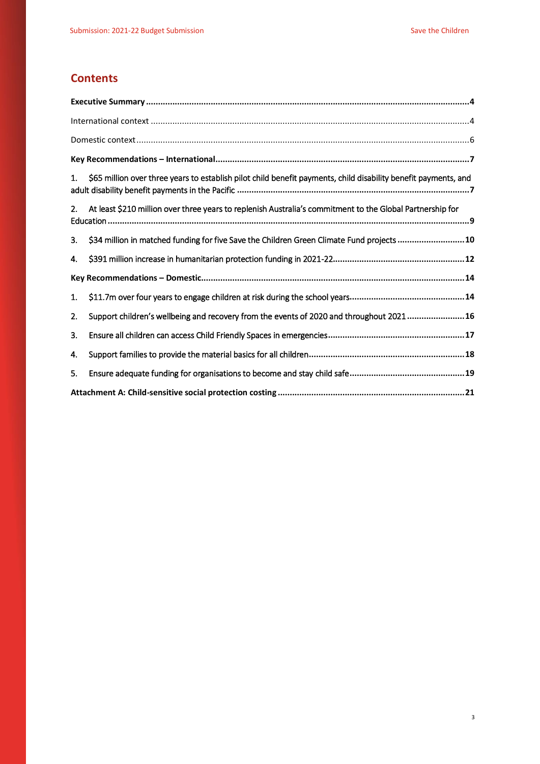## Contents

**Executive Summary** .......... **4**

International context .......... 4

Domestic context .......... 6

**Key Recommendations – International** .......... **7**

1. $65 million over three years to establish pilot child benefit payments, child disability benefit payments, and adult disability benefit payments in the Pacific .......... **7**
2. At least $210 million over three years to replenish Australia's commitment to the Global Partnership for Education .......... **9**
3. $34 million in matched funding for five Save the Children Green Climate Fund projects .......... **10**
4. $391 million increase in humanitarian protection funding in 2021-22 .......... **12**

**Key Recommendations – Domestic** .......... **14**

1. $11.7m over four years to engage children at risk during the school years .......... **14**
2. Support children's wellbeing and recovery from the events of 2020 and throughout 2021 .......... **16**
3. Ensure all children can access Child Friendly Spaces in emergencies .......... **17**
4. Support families to provide the material basics for all children .......... **18**
5. Ensure adequate funding for organisations to become and stay child safe .......... **19**

**Attachment A: Child-sensitive social protection costing** .......... **21**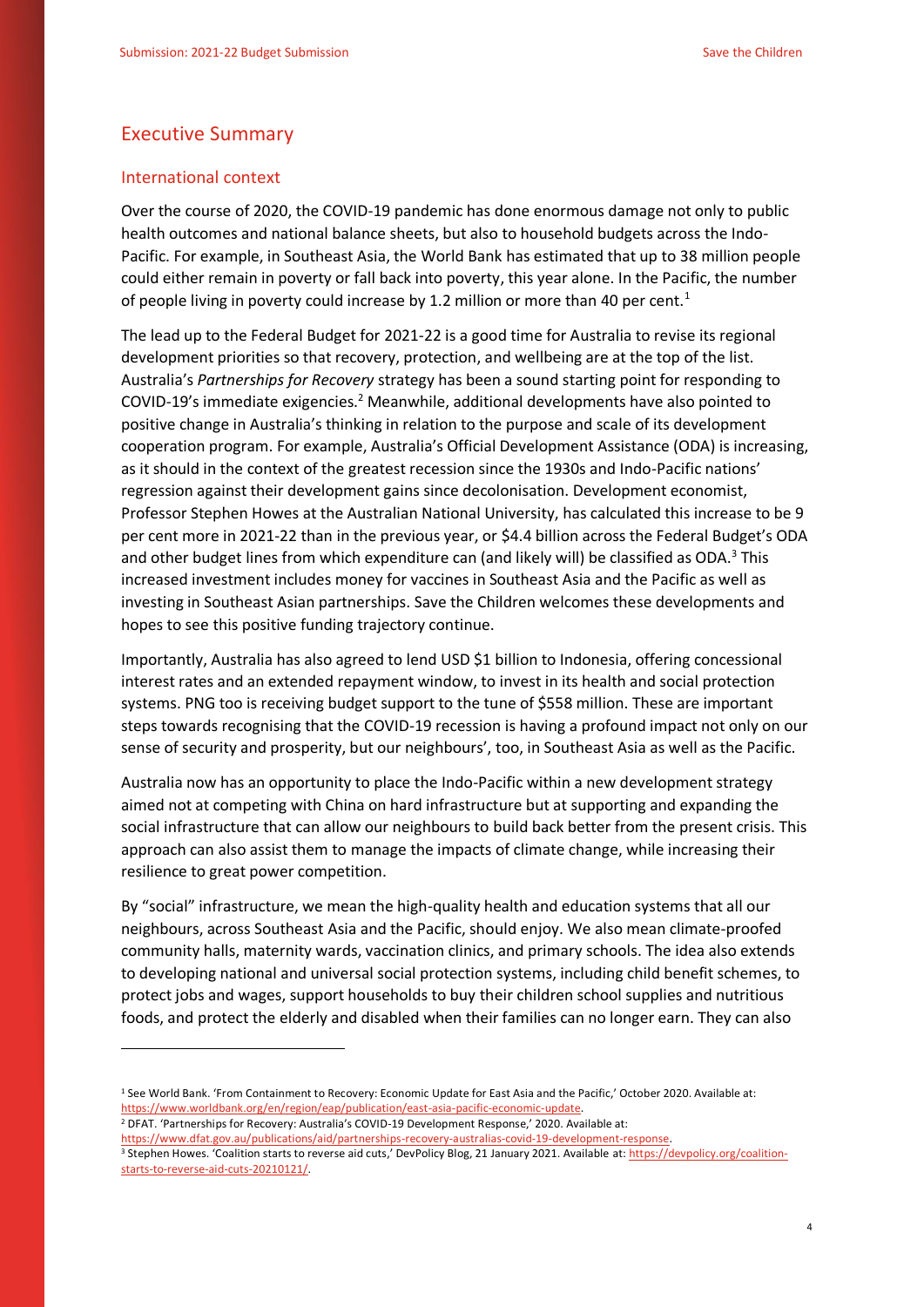## Executive Summary

### International context

Over the course of 2020, the COVID-19 pandemic has done enormous damage not only to public health outcomes and national balance sheets, but also to household budgets across the Indo-Pacific. For example, in Southeast Asia, the World Bank has estimated that up to 38 million people could either remain in poverty or fall back into poverty, this year alone. In the Pacific, the number of people living in poverty could increase by 1.2 million or more than 40 per cent.[1]

The lead up to the Federal Budget for 2021-22 is a good time for Australia to revise its regional development priorities so that recovery, protection, and wellbeing are at the top of the list. Australia's *Partnerships for Recovery* strategy has been a sound starting point for responding to COVID-19's immediate exigencies.[2] Meanwhile, additional developments have also pointed to positive change in Australia's thinking in relation to the purpose and scale of its development cooperation program. For example, Australia's Official Development Assistance (ODA) is increasing, as it should in the context of the greatest recession since the 1930s and Indo-Pacific nations' regression against their development gains since decolonisation. Development economist, Professor Stephen Howes at the Australian National University, has calculated this increase to be 9 per cent more in 2021-22 than in the previous year, or $4.4 billion across the Federal Budget's ODA and other budget lines from which expenditure can (and likely will) be classified as ODA.[3] This increased investment includes money for vaccines in Southeast Asia and the Pacific as well as investing in Southeast Asian partnerships. Save the Children welcomes these developments and hopes to see this positive funding trajectory continue.

Importantly, Australia has also agreed to lend USD $1 billion to Indonesia, offering concessional interest rates and an extended repayment window, to invest in its health and social protection systems. PNG too is receiving budget support to the tune of $558 million. These are important steps towards recognising that the COVID-19 recession is having a profound impact not only on our sense of security and prosperity, but our neighbours', too, in Southeast Asia as well as the Pacific.

Australia now has an opportunity to place the Indo-Pacific within a new development strategy aimed not at competing with China on hard infrastructure but at supporting and expanding the social infrastructure that can allow our neighbours to build back better from the present crisis. This approach can also assist them to manage the impacts of climate change, while increasing their resilience to great power competition.

By "social" infrastructure, we mean the high-quality health and education systems that all our neighbours, across Southeast Asia and the Pacific, should enjoy. We also mean climate-proofed community halls, maternity wards, vaccination clinics, and primary schools. The idea also extends to developing national and universal social protection systems, including child benefit schemes, to protect jobs and wages, support households to buy their children school supplies and nutritious foods, and protect the elderly and disabled when their families can no longer earn. They can also

---

[1] See World Bank. 'From Containment to Recovery: Economic Update for East Asia and the Pacific,' October 2020. Available at: https://www.worldbank.org/en/region/eap/publication/east-asia-pacific-economic-update.

[2] DFAT. 'Partnerships for Recovery: Australia's COVID-19 Development Response,' 2020. Available at: https://www.dfat.gov.au/publications/aid/partnerships-recovery-australias-covid-19-development-response.

[3] Stephen Howes. 'Coalition starts to reverse aid cuts,' DevPolicy Blog, 21 January 2021. Available at: https://devpolicy.org/coalition-starts-to-reverse-aid-cuts-20210121/.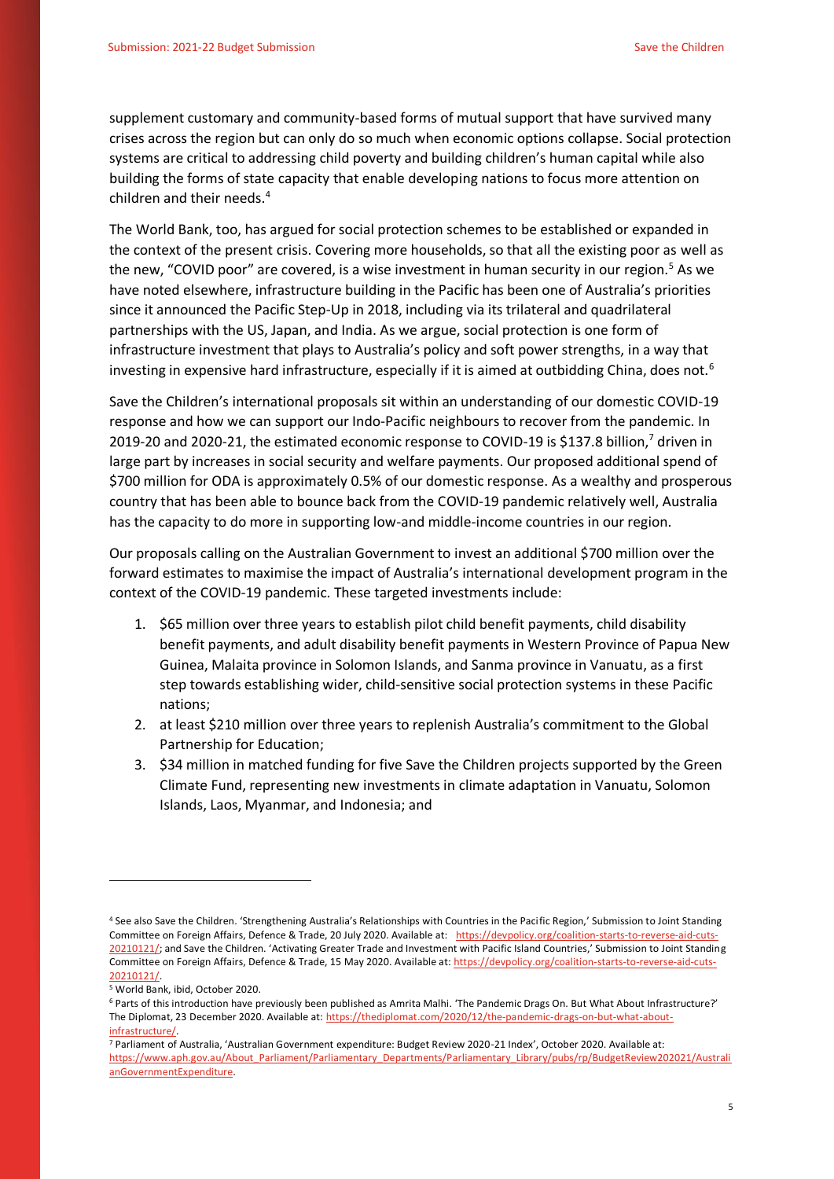supplement customary and community-based forms of mutual support that have survived many crises across the region but can only do so much when economic options collapse. Social protection systems are critical to addressing child poverty and building children's human capital while also building the forms of state capacity that enable developing nations to focus more attention on children and their needs.[4]

The World Bank, too, has argued for social protection schemes to be established or expanded in the context of the present crisis. Covering more households, so that all the existing poor as well as the new, "COVID poor" are covered, is a wise investment in human security in our region.[5] As we have noted elsewhere, infrastructure building in the Pacific has been one of Australia's priorities since it announced the Pacific Step-Up in 2018, including via its trilateral and quadrilateral partnerships with the US, Japan, and India. As we argue, social protection is one form of infrastructure investment that plays to Australia's policy and soft power strengths, in a way that investing in expensive hard infrastructure, especially if it is aimed at outbidding China, does not.[6]

Save the Children's international proposals sit within an understanding of our domestic COVID-19 response and how we can support our Indo-Pacific neighbours to recover from the pandemic. In 2019-20 and 2020-21, the estimated economic response to COVID-19 is $137.8 billion,[7] driven in large part by increases in social security and welfare payments. Our proposed additional spend of $700 million for ODA is approximately 0.5% of our domestic response. As a wealthy and prosperous country that has been able to bounce back from the COVID-19 pandemic relatively well, Australia has the capacity to do more in supporting low-and middle-income countries in our region.

Our proposals calling on the Australian Government to invest an additional $700 million over the forward estimates to maximise the impact of Australia's international development program in the context of the COVID-19 pandemic. These targeted investments include:

1. $65 million over three years to establish pilot child benefit payments, child disability benefit payments, and adult disability benefit payments in Western Province of Papua New Guinea, Malaita province in Solomon Islands, and Sanma province in Vanuatu, as a first step towards establishing wider, child-sensitive social protection systems in these Pacific nations;
2. at least $210 million over three years to replenish Australia's commitment to the Global Partnership for Education;
3. $34 million in matched funding for five Save the Children projects supported by the Green Climate Fund, representing new investments in climate adaptation in Vanuatu, Solomon Islands, Laos, Myanmar, and Indonesia; and

---

[4] See also Save the Children. 'Strengthening Australia's Relationships with Countries in the Pacific Region,' Submission to Joint Standing Committee on Foreign Affairs, Defence & Trade, 20 July 2020. Available at: https://devpolicy.org/coalition-starts-to-reverse-aid-cuts-20210121/; and Save the Children. 'Activating Greater Trade and Investment with Pacific Island Countries,' Submission to Joint Standing Committee on Foreign Affairs, Defence & Trade, 15 May 2020. Available at: https://devpolicy.org/coalition-starts-to-reverse-aid-cuts-20210121/.

[5] World Bank, ibid, October 2020.

[6] Parts of this introduction have previously been published as Amrita Malhi. 'The Pandemic Drags On. But What About Infrastructure?' The Diplomat, 23 December 2020. Available at: https://thediplomat.com/2020/12/the-pandemic-drags-on-but-what-about-infrastructure/.

[7] Parliament of Australia, 'Australian Government expenditure: Budget Review 2020-21 Index', October 2020. Available at: https://www.aph.gov.au/About_Parliament/Parliamentary_Departments/Parliamentary_Library/pubs/rp/BudgetReview202021/AustralianGovernmentExpenditure.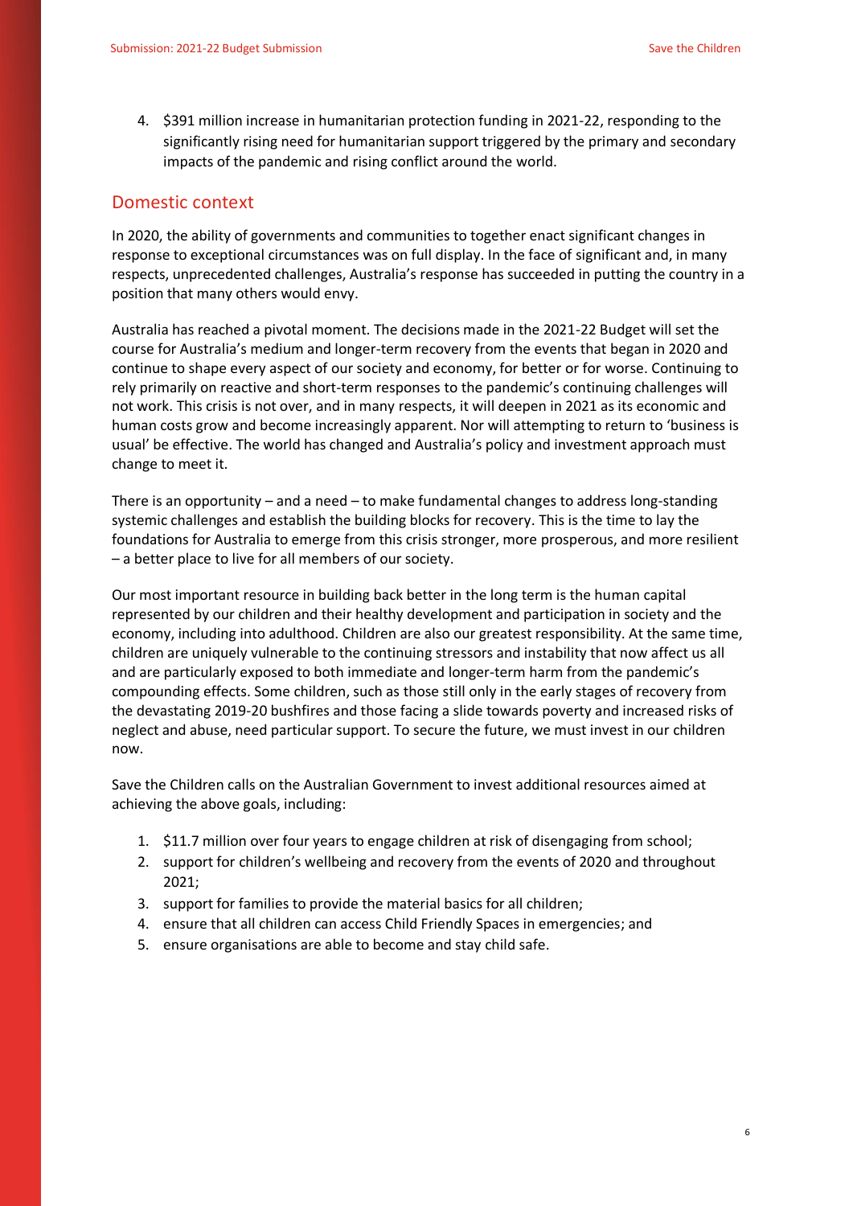4. $391 million increase in humanitarian protection funding in 2021-22, responding to the significantly rising need for humanitarian support triggered by the primary and secondary impacts of the pandemic and rising conflict around the world.

## Domestic context

In 2020, the ability of governments and communities to together enact significant changes in response to exceptional circumstances was on full display. In the face of significant and, in many respects, unprecedented challenges, Australia's response has succeeded in putting the country in a position that many others would envy.

Australia has reached a pivotal moment. The decisions made in the 2021-22 Budget will set the course for Australia's medium and longer-term recovery from the events that began in 2020 and continue to shape every aspect of our society and economy, for better or for worse. Continuing to rely primarily on reactive and short-term responses to the pandemic's continuing challenges will not work. This crisis is not over, and in many respects, it will deepen in 2021 as its economic and human costs grow and become increasingly apparent. Nor will attempting to return to 'business is usual' be effective. The world has changed and Australia's policy and investment approach must change to meet it.

There is an opportunity – and a need – to make fundamental changes to address long-standing systemic challenges and establish the building blocks for recovery. This is the time to lay the foundations for Australia to emerge from this crisis stronger, more prosperous, and more resilient – a better place to live for all members of our society.

Our most important resource in building back better in the long term is the human capital represented by our children and their healthy development and participation in society and the economy, including into adulthood. Children are also our greatest responsibility. At the same time, children are uniquely vulnerable to the continuing stressors and instability that now affect us all and are particularly exposed to both immediate and longer-term harm from the pandemic's compounding effects. Some children, such as those still only in the early stages of recovery from the devastating 2019-20 bushfires and those facing a slide towards poverty and increased risks of neglect and abuse, need particular support. To secure the future, we must invest in our children now.

Save the Children calls on the Australian Government to invest additional resources aimed at achieving the above goals, including:

1. $11.7 million over four years to engage children at risk of disengaging from school;
2. support for children's wellbeing and recovery from the events of 2020 and throughout 2021;
3. support for families to provide the material basics for all children;
4. ensure that all children can access Child Friendly Spaces in emergencies; and
5. ensure organisations are able to become and stay child safe.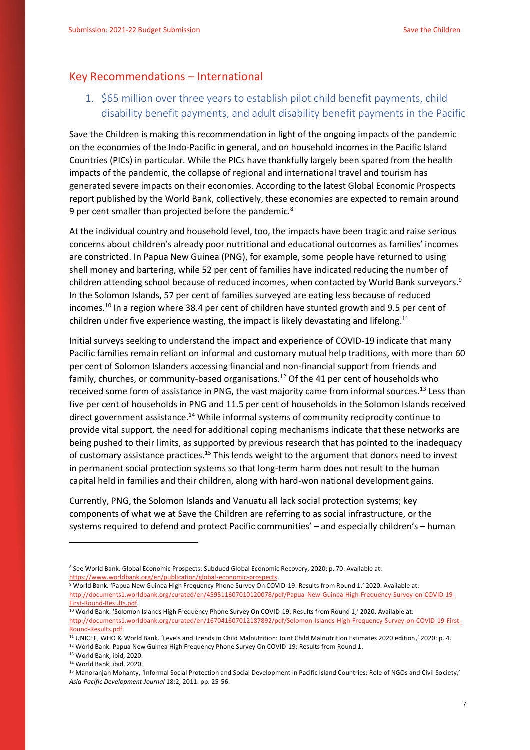## Key Recommendations – International

### 1. $65 million over three years to establish pilot child benefit payments, child disability benefit payments, and adult disability benefit payments in the Pacific

Save the Children is making this recommendation in light of the ongoing impacts of the pandemic on the economies of the Indo-Pacific in general, and on household incomes in the Pacific Island Countries (PICs) in particular. While the PICs have thankfully largely been spared from the health impacts of the pandemic, the collapse of regional and international travel and tourism has generated severe impacts on their economies. According to the latest Global Economic Prospects report published by the World Bank, collectively, these economies are expected to remain around 9 per cent smaller than projected before the pandemic.[8]

At the individual country and household level, too, the impacts have been tragic and raise serious concerns about children's already poor nutritional and educational outcomes as families' incomes are constricted. In Papua New Guinea (PNG), for example, some people have returned to using shell money and bartering, while 52 per cent of families have indicated reducing the number of children attending school because of reduced incomes, when contacted by World Bank surveyors.[9] In the Solomon Islands, 57 per cent of families surveyed are eating less because of reduced incomes.[10] In a region where 38.4 per cent of children have stunted growth and 9.5 per cent of children under five experience wasting, the impact is likely devastating and lifelong.[11]

Initial surveys seeking to understand the impact and experience of COVID-19 indicate that many Pacific families remain reliant on informal and customary mutual help traditions, with more than 60 per cent of Solomon Islanders accessing financial and non-financial support from friends and family, churches, or community-based organisations.[12] Of the 41 per cent of households who received some form of assistance in PNG, the vast majority came from informal sources.[13] Less than five per cent of households in PNG and 11.5 per cent of households in the Solomon Islands received direct government assistance.[14] While informal systems of community reciprocity continue to provide vital support, the need for additional coping mechanisms indicate that these networks are being pushed to their limits, as supported by previous research that has pointed to the inadequacy of customary assistance practices.[15] This lends weight to the argument that donors need to invest in permanent social protection systems so that long-term harm does not result to the human capital held in families and their children, along with hard-won national development gains.

Currently, PNG, the Solomon Islands and Vanuatu all lack social protection systems; key components of what we at Save the Children are referring to as social infrastructure, or the systems required to defend and protect Pacific communities' – and especially children's – human

---

[8] See World Bank. Global Economic Prospects: Subdued Global Economic Recovery, 2020: p. 70. Available at: https://www.worldbank.org/en/publication/global-economic-prospects.

[9] World Bank. 'Papua New Guinea High Frequency Phone Survey On COVID-19: Results from Round 1,' 2020. Available at: http://documents1.worldbank.org/curated/en/459511607010120078/pdf/Papua-New-Guinea-High-Frequency-Survey-on-COVID-19-First-Round-Results.pdf.

[10] World Bank. 'Solomon Islands High Frequency Phone Survey On COVID-19: Results from Round 1,' 2020. Available at: http://documents1.worldbank.org/curated/en/167041607012187892/pdf/Solomon-Islands-High-Frequency-Survey-on-COVID-19-First-Round-Results.pdf.

[11] UNICEF, WHO & World Bank. 'Levels and Trends in Child Malnutrition: Joint Child Malnutrition Estimates 2020 edition,' 2020: p. 4.

[12] World Bank. Papua New Guinea High Frequency Phone Survey On COVID-19: Results from Round 1.

[13] World Bank, ibid, 2020.

[14] World Bank, ibid, 2020.

[15] Manoranjan Mohanty, 'Informal Social Protection and Social Development in Pacific Island Countries: Role of NGOs and Civil Society,' *Asia-Pacific Development Journal* 18:2, 2011: pp. 25-56.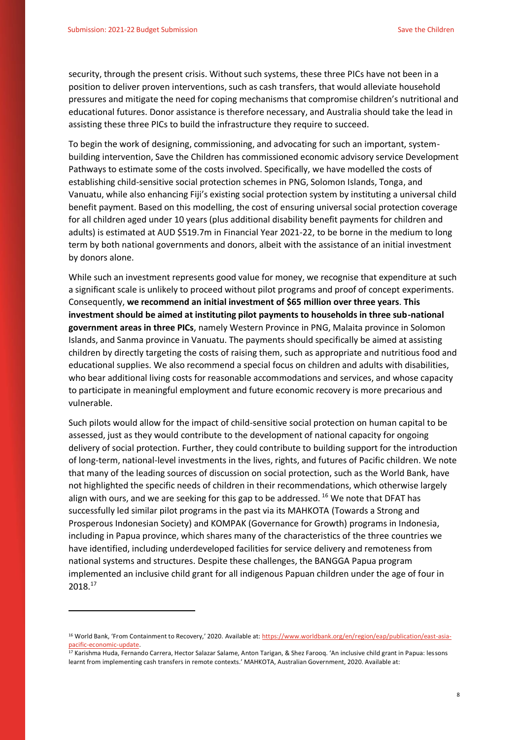security, through the present crisis. Without such systems, these three PICs have not been in a position to deliver proven interventions, such as cash transfers, that would alleviate household pressures and mitigate the need for coping mechanisms that compromise children's nutritional and educational futures. Donor assistance is therefore necessary, and Australia should take the lead in assisting these three PICs to build the infrastructure they require to succeed.

To begin the work of designing, commissioning, and advocating for such an important, system-building intervention, Save the Children has commissioned economic advisory service Development Pathways to estimate some of the costs involved. Specifically, we have modelled the costs of establishing child-sensitive social protection schemes in PNG, Solomon Islands, Tonga, and Vanuatu, while also enhancing Fiji's existing social protection system by instituting a universal child benefit payment. Based on this modelling, the cost of ensuring universal social protection coverage for all children aged under 10 years (plus additional disability benefit payments for children and adults) is estimated at AUD $519.7m in Financial Year 2021-22, to be borne in the medium to long term by both national governments and donors, albeit with the assistance of an initial investment by donors alone.

While such an investment represents good value for money, we recognise that expenditure at such a significant scale is unlikely to proceed without pilot programs and proof of concept experiments. Consequently, **we recommend an initial investment of $65 million over three years**. **This investment should be aimed at instituting pilot payments to households in three sub-national government areas in three PICs**, namely Western Province in PNG, Malaita province in Solomon Islands, and Sanma province in Vanuatu. The payments should specifically be aimed at assisting children by directly targeting the costs of raising them, such as appropriate and nutritious food and educational supplies. We also recommend a special focus on children and adults with disabilities, who bear additional living costs for reasonable accommodations and services, and whose capacity to participate in meaningful employment and future economic recovery is more precarious and vulnerable.

Such pilots would allow for the impact of child-sensitive social protection on human capital to be assessed, just as they would contribute to the development of national capacity for ongoing delivery of social protection. Further, they could contribute to building support for the introduction of long-term, national-level investments in the lives, rights, and futures of Pacific children. We note that many of the leading sources of discussion on social protection, such as the World Bank, have not highlighted the specific needs of children in their recommendations, which otherwise largely align with ours, and we are seeking for this gap to be addressed. [16] We note that DFAT has successfully led similar pilot programs in the past via its MAHKOTA (Towards a Strong and Prosperous Indonesian Society) and KOMPAK (Governance for Growth) programs in Indonesia, including in Papua province, which shares many of the characteristics of the three countries we have identified, including underdeveloped facilities for service delivery and remoteness from national systems and structures. Despite these challenges, the BANGGA Papua program implemented an inclusive child grant for all indigenous Papuan children under the age of four in 2018.[17]

---

[16] World Bank, 'From Containment to Recovery,' 2020. Available at: https://www.worldbank.org/en/region/eap/publication/east-asia-pacific-economic-update.

[17] Karishma Huda, Fernando Carrera, Hector Salazar Salame, Anton Tarigan, & Shez Farooq. 'An inclusive child grant in Papua: lessons learnt from implementing cash transfers in remote contexts.' MAHKOTA, Australian Government, 2020. Available at: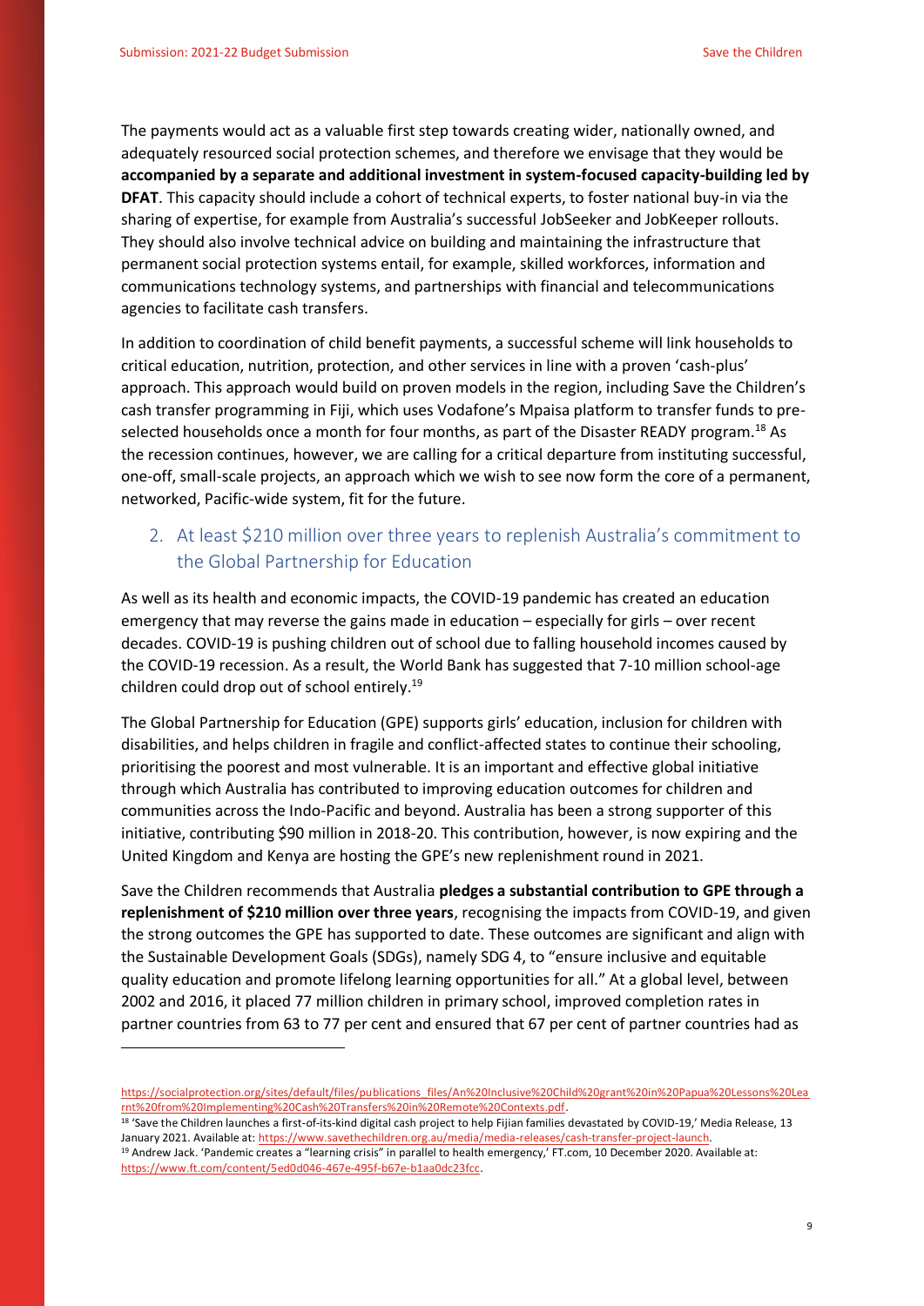The payments would act as a valuable first step towards creating wider, nationally owned, and adequately resourced social protection schemes, and therefore we envisage that they would be **accompanied by a separate and additional investment in system-focused capacity-building led by DFAT**. This capacity should include a cohort of technical experts, to foster national buy-in via the sharing of expertise, for example from Australia's successful JobSeeker and JobKeeper rollouts. They should also involve technical advice on building and maintaining the infrastructure that permanent social protection systems entail, for example, skilled workforces, information and communications technology systems, and partnerships with financial and telecommunications agencies to facilitate cash transfers.

In addition to coordination of child benefit payments, a successful scheme will link households to critical education, nutrition, protection, and other services in line with a proven 'cash-plus' approach. This approach would build on proven models in the region, including Save the Children's cash transfer programming in Fiji, which uses Vodafone's Mpaisa platform to transfer funds to pre-selected households once a month for four months, as part of the Disaster READY program.[18] As the recession continues, however, we are calling for a critical departure from instituting successful, one-off, small-scale projects, an approach which we wish to see now form the core of a permanent, networked, Pacific-wide system, fit for the future.

## 2. At least $210 million over three years to replenish Australia's commitment to the Global Partnership for Education

As well as its health and economic impacts, the COVID-19 pandemic has created an education emergency that may reverse the gains made in education – especially for girls – over recent decades. COVID-19 is pushing children out of school due to falling household incomes caused by the COVID-19 recession. As a result, the World Bank has suggested that 7-10 million school-age children could drop out of school entirely.[19]

The Global Partnership for Education (GPE) supports girls' education, inclusion for children with disabilities, and helps children in fragile and conflict-affected states to continue their schooling, prioritising the poorest and most vulnerable. It is an important and effective global initiative through which Australia has contributed to improving education outcomes for children and communities across the Indo-Pacific and beyond. Australia has been a strong supporter of this initiative, contributing $90 million in 2018-20. This contribution, however, is now expiring and the United Kingdom and Kenya are hosting the GPE's new replenishment round in 2021.

Save the Children recommends that Australia **pledges a substantial contribution to GPE through a replenishment of $210 million over three years**, recognising the impacts from COVID-19, and given the strong outcomes the GPE has supported to date. These outcomes are significant and align with the Sustainable Development Goals (SDGs), namely SDG 4, to "ensure inclusive and equitable quality education and promote lifelong learning opportunities for all." At a global level, between 2002 and 2016, it placed 77 million children in primary school, improved completion rates in partner countries from 63 to 77 per cent and ensured that 67 per cent of partner countries had as

---

https://socialprotection.org/sites/default/files/publications_files/An%20Inclusive%20Child%20grant%20in%20Papua%20Lessons%20Learnt%20from%20Implementing%20Cash%20Transfers%20in%20Remote%20Contexts.pdf.

[18] 'Save the Children launches a first-of-its-kind digital cash project to help Fijian families devastated by COVID-19,' Media Release, 13 January 2021. Available at: https://www.savethechildren.org.au/media/media-releases/cash-transfer-project-launch.

[19] Andrew Jack. 'Pandemic creates a "learning crisis" in parallel to health emergency,' FT.com, 10 December 2020. Available at: https://www.ft.com/content/5ed0d046-467e-495f-b67e-b1aa0dc23fcc.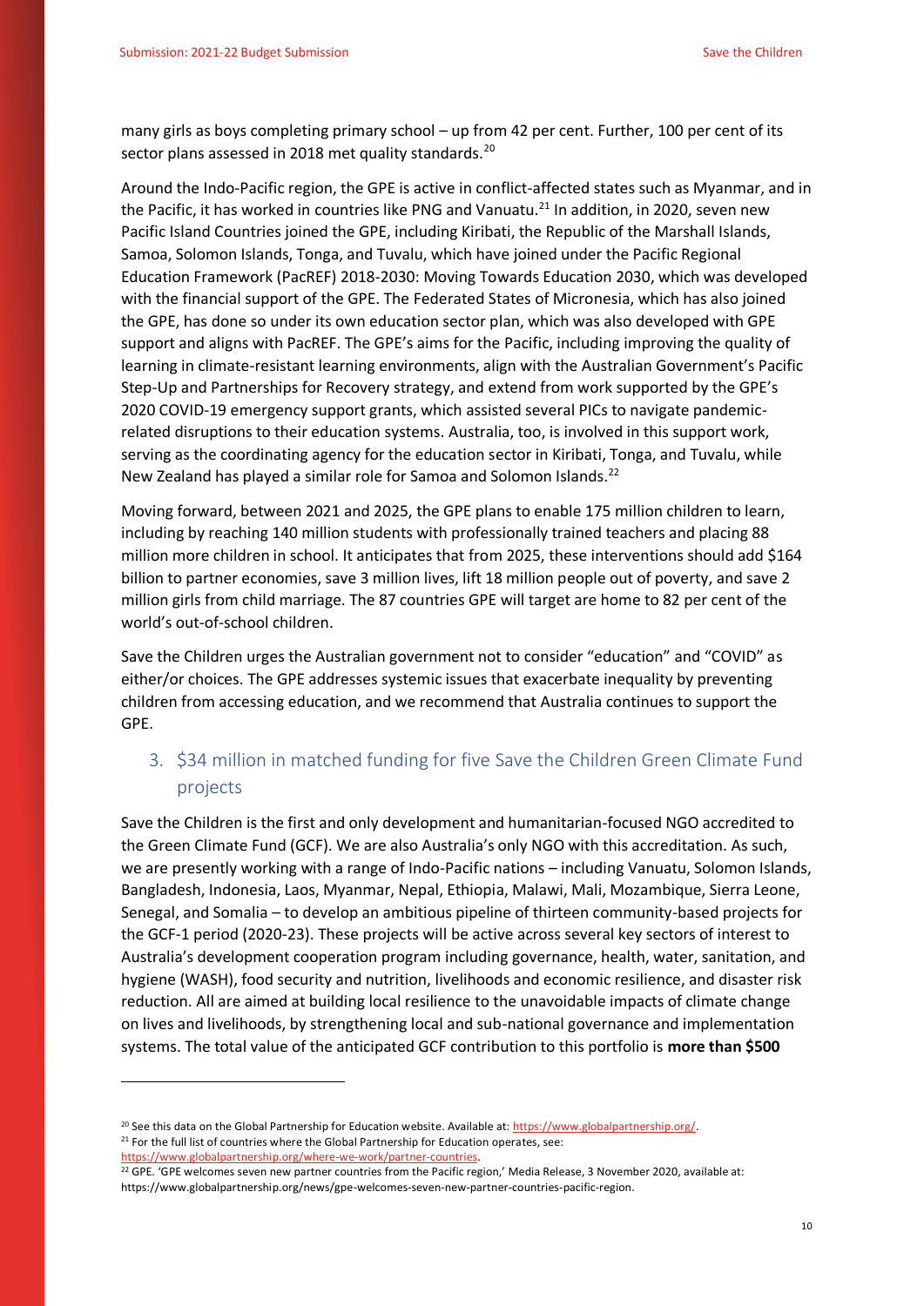many girls as boys completing primary school – up from 42 per cent. Further, 100 per cent of its sector plans assessed in 2018 met quality standards.[20]

Around the Indo-Pacific region, the GPE is active in conflict-affected states such as Myanmar, and in the Pacific, it has worked in countries like PNG and Vanuatu.[21] In addition, in 2020, seven new Pacific Island Countries joined the GPE, including Kiribati, the Republic of the Marshall Islands, Samoa, Solomon Islands, Tonga, and Tuvalu, which have joined under the Pacific Regional Education Framework (PacREF) 2018-2030: Moving Towards Education 2030, which was developed with the financial support of the GPE. The Federated States of Micronesia, which has also joined the GPE, has done so under its own education sector plan, which was also developed with GPE support and aligns with PacREF. The GPE's aims for the Pacific, including improving the quality of learning in climate-resistant learning environments, align with the Australian Government's Pacific Step-Up and Partnerships for Recovery strategy, and extend from work supported by the GPE's 2020 COVID-19 emergency support grants, which assisted several PICs to navigate pandemic-related disruptions to their education systems. Australia, too, is involved in this support work, serving as the coordinating agency for the education sector in Kiribati, Tonga, and Tuvalu, while New Zealand has played a similar role for Samoa and Solomon Islands.[22]

Moving forward, between 2021 and 2025, the GPE plans to enable 175 million children to learn, including by reaching 140 million students with professionally trained teachers and placing 88 million more children in school. It anticipates that from 2025, these interventions should add $164 billion to partner economies, save 3 million lives, lift 18 million people out of poverty, and save 2 million girls from child marriage. The 87 countries GPE will target are home to 82 per cent of the world's out-of-school children.

Save the Children urges the Australian government not to consider "education" and "COVID" as either/or choices. The GPE addresses systemic issues that exacerbate inequality by preventing children from accessing education, and we recommend that Australia continues to support the GPE.

## 3. $34 million in matched funding for five Save the Children Green Climate Fund projects

Save the Children is the first and only development and humanitarian-focused NGO accredited to the Green Climate Fund (GCF). We are also Australia's only NGO with this accreditation. As such, we are presently working with a range of Indo-Pacific nations – including Vanuatu, Solomon Islands, Bangladesh, Indonesia, Laos, Myanmar, Nepal, Ethiopia, Malawi, Mali, Mozambique, Sierra Leone, Senegal, and Somalia – to develop an ambitious pipeline of thirteen community-based projects for the GCF-1 period (2020-23). These projects will be active across several key sectors of interest to Australia's development cooperation program including governance, health, water, sanitation, and hygiene (WASH), food security and nutrition, livelihoods and economic resilience, and disaster risk reduction. All are aimed at building local resilience to the unavoidable impacts of climate change on lives and livelihoods, by strengthening local and sub-national governance and implementation systems. The total value of the anticipated GCF contribution to this portfolio is **more than $500**

---

[20] See this data on the Global Partnership for Education website. Available at: https://www.globalpartnership.org/.

[21] For the full list of countries where the Global Partnership for Education operates, see: https://www.globalpartnership.org/where-we-work/partner-countries.

[22] GPE. 'GPE welcomes seven new partner countries from the Pacific region,' Media Release, 3 November 2020, available at: https://www.globalpartnership.org/news/gpe-welcomes-seven-new-partner-countries-pacific-region.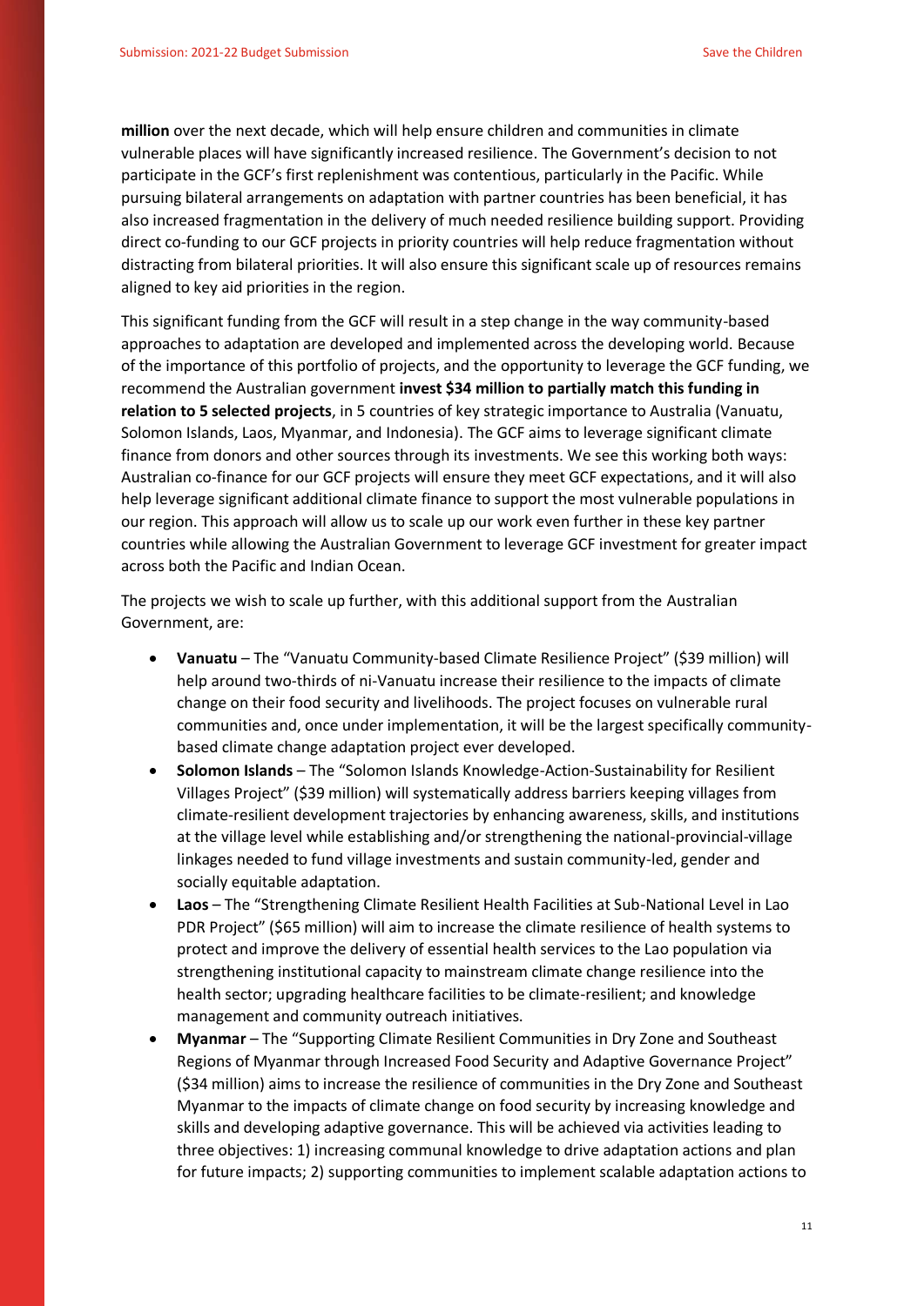**million** over the next decade, which will help ensure children and communities in climate vulnerable places will have significantly increased resilience. The Government's decision to not participate in the GCF's first replenishment was contentious, particularly in the Pacific. While pursuing bilateral arrangements on adaptation with partner countries has been beneficial, it has also increased fragmentation in the delivery of much needed resilience building support. Providing direct co-funding to our GCF projects in priority countries will help reduce fragmentation without distracting from bilateral priorities. It will also ensure this significant scale up of resources remains aligned to key aid priorities in the region.

This significant funding from the GCF will result in a step change in the way community-based approaches to adaptation are developed and implemented across the developing world. Because of the importance of this portfolio of projects, and the opportunity to leverage the GCF funding, we recommend the Australian government **invest $34 million to partially match this funding in relation to 5 selected projects**, in 5 countries of key strategic importance to Australia (Vanuatu, Solomon Islands, Laos, Myanmar, and Indonesia). The GCF aims to leverage significant climate finance from donors and other sources through its investments. We see this working both ways: Australian co-finance for our GCF projects will ensure they meet GCF expectations, and it will also help leverage significant additional climate finance to support the most vulnerable populations in our region. This approach will allow us to scale up our work even further in these key partner countries while allowing the Australian Government to leverage GCF investment for greater impact across both the Pacific and Indian Ocean.

The projects we wish to scale up further, with this additional support from the Australian Government, are:

- **Vanuatu** – The "Vanuatu Community-based Climate Resilience Project" ($39 million) will help around two-thirds of ni-Vanuatu increase their resilience to the impacts of climate change on their food security and livelihoods. The project focuses on vulnerable rural communities and, once under implementation, it will be the largest specifically community-based climate change adaptation project ever developed.
- **Solomon Islands** – The "Solomon Islands Knowledge-Action-Sustainability for Resilient Villages Project" ($39 million) will systematically address barriers keeping villages from climate-resilient development trajectories by enhancing awareness, skills, and institutions at the village level while establishing and/or strengthening the national-provincial-village linkages needed to fund village investments and sustain community-led, gender and socially equitable adaptation.
- **Laos** – The "Strengthening Climate Resilient Health Facilities at Sub-National Level in Lao PDR Project" ($65 million) will aim to increase the climate resilience of health systems to protect and improve the delivery of essential health services to the Lao population via strengthening institutional capacity to mainstream climate change resilience into the health sector; upgrading healthcare facilities to be climate-resilient; and knowledge management and community outreach initiatives.
- **Myanmar** – The "Supporting Climate Resilient Communities in Dry Zone and Southeast Regions of Myanmar through Increased Food Security and Adaptive Governance Project" ($34 million) aims to increase the resilience of communities in the Dry Zone and Southeast Myanmar to the impacts of climate change on food security by increasing knowledge and skills and developing adaptive governance. This will be achieved via activities leading to three objectives: 1) increasing communal knowledge to drive adaptation actions and plan for future impacts; 2) supporting communities to implement scalable adaptation actions to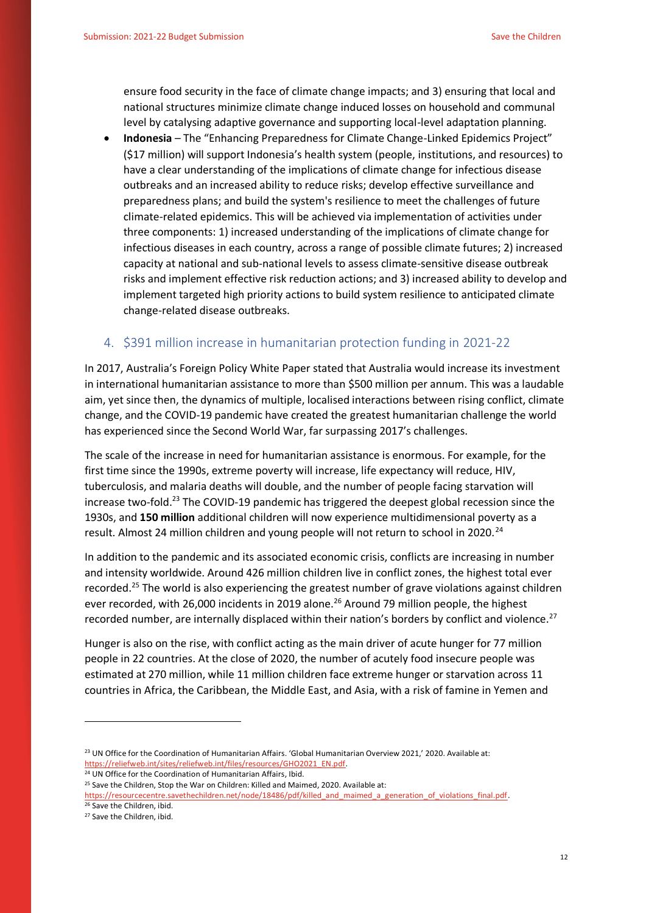ensure food security in the face of climate change impacts; and 3) ensuring that local and national structures minimize climate change induced losses on household and communal level by catalysing adaptive governance and supporting local-level adaptation planning.

- **Indonesia** – The "Enhancing Preparedness for Climate Change-Linked Epidemics Project" ($17 million) will support Indonesia's health system (people, institutions, and resources) to have a clear understanding of the implications of climate change for infectious disease outbreaks and an increased ability to reduce risks; develop effective surveillance and preparedness plans; and build the system's resilience to meet the challenges of future climate-related epidemics. This will be achieved via implementation of activities under three components: 1) increased understanding of the implications of climate change for infectious diseases in each country, across a range of possible climate futures; 2) increased capacity at national and sub-national levels to assess climate-sensitive disease outbreak risks and implement effective risk reduction actions; and 3) increased ability to develop and implement targeted high priority actions to build system resilience to anticipated climate change-related disease outbreaks.

## 4. $391 million increase in humanitarian protection funding in 2021-22

In 2017, Australia's Foreign Policy White Paper stated that Australia would increase its investment in international humanitarian assistance to more than $500 million per annum. This was a laudable aim, yet since then, the dynamics of multiple, localised interactions between rising conflict, climate change, and the COVID-19 pandemic have created the greatest humanitarian challenge the world has experienced since the Second World War, far surpassing 2017's challenges.

The scale of the increase in need for humanitarian assistance is enormous. For example, for the first time since the 1990s, extreme poverty will increase, life expectancy will reduce, HIV, tuberculosis, and malaria deaths will double, and the number of people facing starvation will increase two-fold.[23] The COVID-19 pandemic has triggered the deepest global recession since the 1930s, and **150 million** additional children will now experience multidimensional poverty as a result. Almost 24 million children and young people will not return to school in 2020.[24]

In addition to the pandemic and its associated economic crisis, conflicts are increasing in number and intensity worldwide. Around 426 million children live in conflict zones, the highest total ever recorded.[25] The world is also experiencing the greatest number of grave violations against children ever recorded, with 26,000 incidents in 2019 alone.[26] Around 79 million people, the highest recorded number, are internally displaced within their nation's borders by conflict and violence.[27]

Hunger is also on the rise, with conflict acting as the main driver of acute hunger for 77 million people in 22 countries. At the close of 2020, the number of acutely food insecure people was estimated at 270 million, while 11 million children face extreme hunger or starvation across 11 countries in Africa, the Caribbean, the Middle East, and Asia, with a risk of famine in Yemen and

---

[23] UN Office for the Coordination of Humanitarian Affairs. 'Global Humanitarian Overview 2021,' 2020. Available at: https://reliefweb.int/sites/reliefweb.int/files/resources/GHO2021_EN.pdf.

[24] UN Office for the Coordination of Humanitarian Affairs, Ibid.

[25] Save the Children, Stop the War on Children: Killed and Maimed, 2020. Available at: https://resourcecentre.savethechildren.net/node/18486/pdf/killed_and_maimed_a_generation_of_violations_final.pdf.

[26] Save the Children, ibid.

[27] Save the Children, ibid.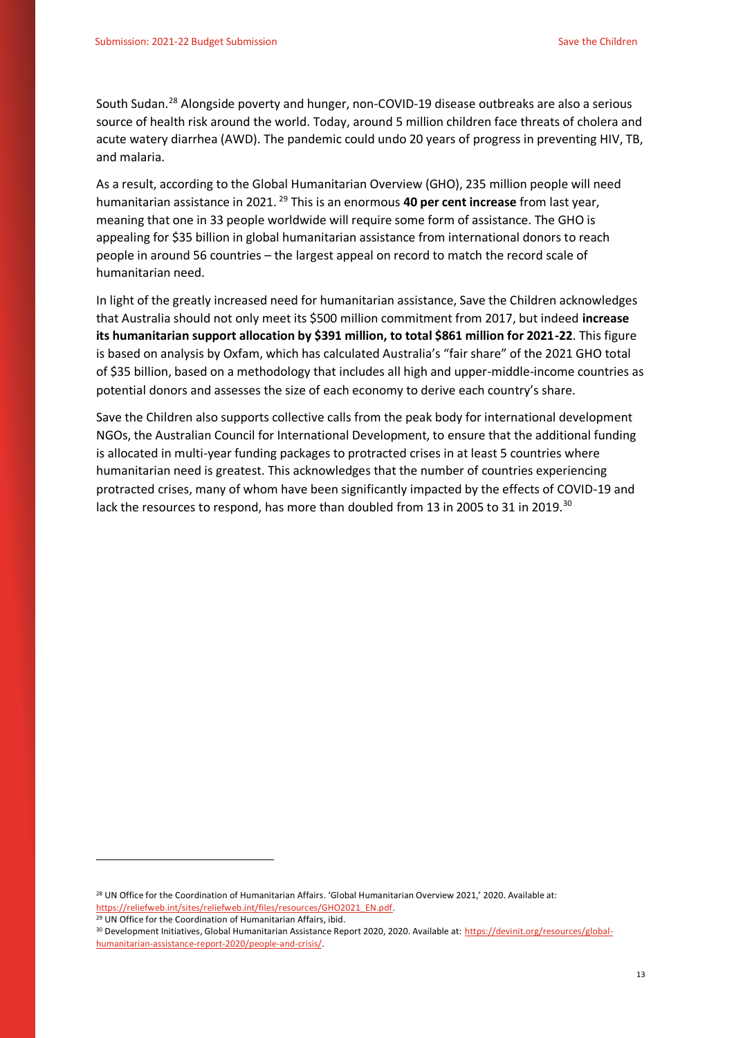South Sudan.[28] Alongside poverty and hunger, non-COVID-19 disease outbreaks are also a serious source of health risk around the world. Today, around 5 million children face threats of cholera and acute watery diarrhea (AWD). The pandemic could undo 20 years of progress in preventing HIV, TB, and malaria.

As a result, according to the Global Humanitarian Overview (GHO), 235 million people will need humanitarian assistance in 2021.[29] This is an enormous **40 per cent increase** from last year, meaning that one in 33 people worldwide will require some form of assistance. The GHO is appealing for $35 billion in global humanitarian assistance from international donors to reach people in around 56 countries – the largest appeal on record to match the record scale of humanitarian need.

In light of the greatly increased need for humanitarian assistance, Save the Children acknowledges that Australia should not only meet its $500 million commitment from 2017, but indeed **increase its humanitarian support allocation by $391 million, to total $861 million for 2021-22**. This figure is based on analysis by Oxfam, which has calculated Australia's "fair share" of the 2021 GHO total of $35 billion, based on a methodology that includes all high and upper-middle-income countries as potential donors and assesses the size of each economy to derive each country's share.

Save the Children also supports collective calls from the peak body for international development NGOs, the Australian Council for International Development, to ensure that the additional funding is allocated in multi-year funding packages to protracted crises in at least 5 countries where humanitarian need is greatest. This acknowledges that the number of countries experiencing protracted crises, many of whom have been significantly impacted by the effects of COVID-19 and lack the resources to respond, has more than doubled from 13 in 2005 to 31 in 2019.[30]

---

[28] UN Office for the Coordination of Humanitarian Affairs. 'Global Humanitarian Overview 2021,' 2020. Available at: https://reliefweb.int/sites/reliefweb.int/files/resources/GHO2021_EN.pdf.

[29] UN Office for the Coordination of Humanitarian Affairs, ibid.

[30] Development Initiatives, Global Humanitarian Assistance Report 2020, 2020. Available at: https://devinit.org/resources/global-humanitarian-assistance-report-2020/people-and-crisis/.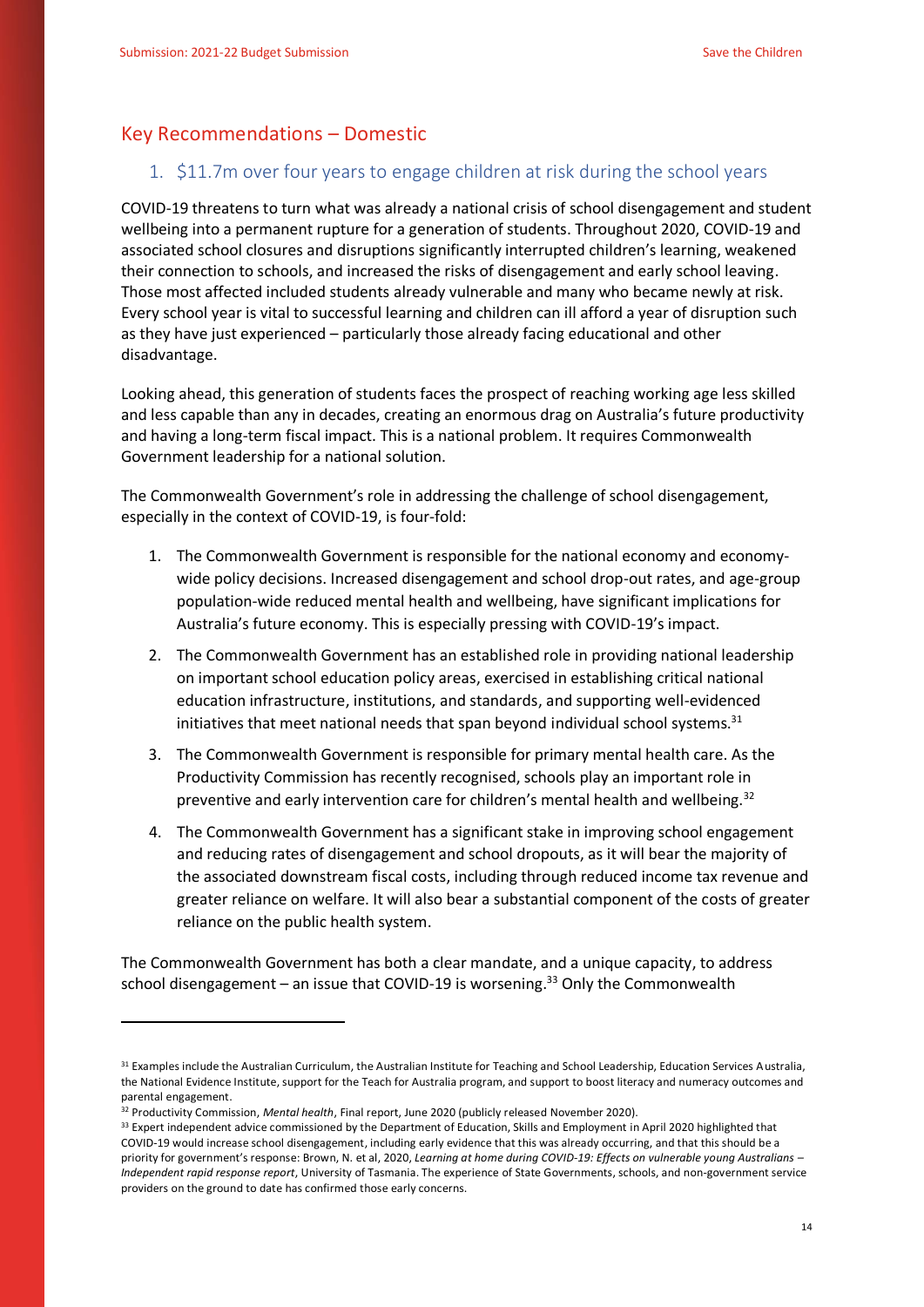## Key Recommendations – Domestic

### 1. $11.7m over four years to engage children at risk during the school years

COVID-19 threatens to turn what was already a national crisis of school disengagement and student wellbeing into a permanent rupture for a generation of students. Throughout 2020, COVID-19 and associated school closures and disruptions significantly interrupted children's learning, weakened their connection to schools, and increased the risks of disengagement and early school leaving. Those most affected included students already vulnerable and many who became newly at risk. Every school year is vital to successful learning and children can ill afford a year of disruption such as they have just experienced – particularly those already facing educational and other disadvantage.

Looking ahead, this generation of students faces the prospect of reaching working age less skilled and less capable than any in decades, creating an enormous drag on Australia's future productivity and having a long-term fiscal impact. This is a national problem. It requires Commonwealth Government leadership for a national solution.

The Commonwealth Government's role in addressing the challenge of school disengagement, especially in the context of COVID-19, is four-fold:

1. The Commonwealth Government is responsible for the national economy and economy-wide policy decisions. Increased disengagement and school drop-out rates, and age-group population-wide reduced mental health and wellbeing, have significant implications for Australia's future economy. This is especially pressing with COVID-19's impact.
2. The Commonwealth Government has an established role in providing national leadership on important school education policy areas, exercised in establishing critical national education infrastructure, institutions, and standards, and supporting well-evidenced initiatives that meet national needs that span beyond individual school systems.[31]
3. The Commonwealth Government is responsible for primary mental health care. As the Productivity Commission has recently recognised, schools play an important role in preventive and early intervention care for children's mental health and wellbeing.[32]
4. The Commonwealth Government has a significant stake in improving school engagement and reducing rates of disengagement and school dropouts, as it will bear the majority of the associated downstream fiscal costs, including through reduced income tax revenue and greater reliance on welfare. It will also bear a substantial component of the costs of greater reliance on the public health system.

The Commonwealth Government has both a clear mandate, and a unique capacity, to address school disengagement – an issue that COVID-19 is worsening.[33] Only the Commonwealth

---

[31] Examples include the Australian Curriculum, the Australian Institute for Teaching and School Leadership, Education Services Australia, the National Evidence Institute, support for the Teach for Australia program, and support to boost literacy and numeracy outcomes and parental engagement.

[32] Productivity Commission, *Mental health*, Final report, June 2020 (publicly released November 2020).

[33] Expert independent advice commissioned by the Department of Education, Skills and Employment in April 2020 highlighted that COVID-19 would increase school disengagement, including early evidence that this was already occurring, and that this should be a priority for government's response: Brown, N. et al, 2020, *Learning at home during COVID-19: Effects on vulnerable young Australians – Independent rapid response report*, University of Tasmania. The experience of State Governments, schools, and non-government service providers on the ground to date has confirmed those early concerns.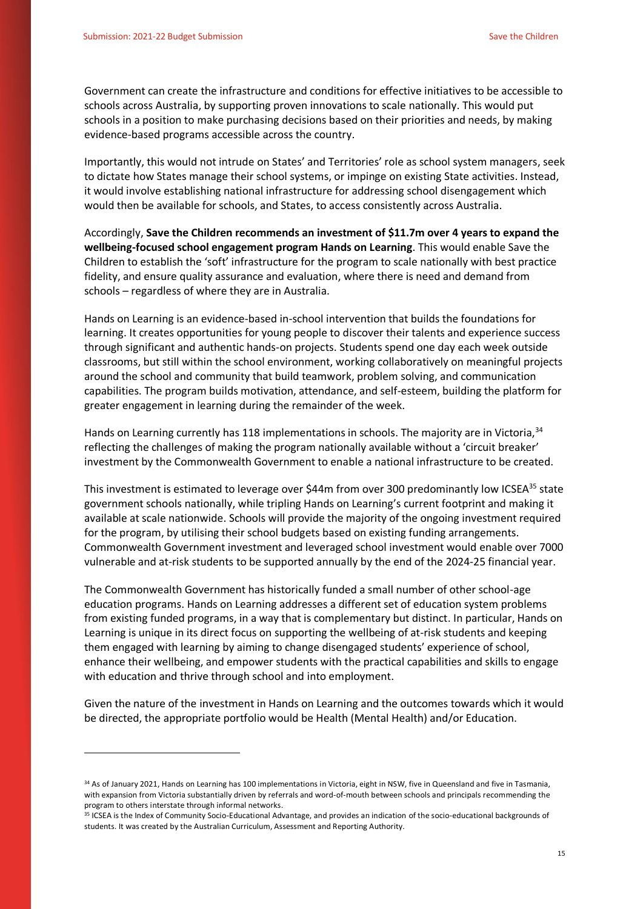Government can create the infrastructure and conditions for effective initiatives to be accessible to schools across Australia, by supporting proven innovations to scale nationally. This would put schools in a position to make purchasing decisions based on their priorities and needs, by making evidence-based programs accessible across the country.

Importantly, this would not intrude on States' and Territories' role as school system managers, seek to dictate how States manage their school systems, or impinge on existing State activities. Instead, it would involve establishing national infrastructure for addressing school disengagement which would then be available for schools, and States, to access consistently across Australia.

Accordingly, **Save the Children recommends an investment of $11.7m over 4 years to expand the wellbeing-focused school engagement program Hands on Learning**. This would enable Save the Children to establish the 'soft' infrastructure for the program to scale nationally with best practice fidelity, and ensure quality assurance and evaluation, where there is need and demand from schools – regardless of where they are in Australia.

Hands on Learning is an evidence-based in-school intervention that builds the foundations for learning. It creates opportunities for young people to discover their talents and experience success through significant and authentic hands-on projects. Students spend one day each week outside classrooms, but still within the school environment, working collaboratively on meaningful projects around the school and community that build teamwork, problem solving, and communication capabilities. The program builds motivation, attendance, and self-esteem, building the platform for greater engagement in learning during the remainder of the week.

Hands on Learning currently has 118 implementations in schools. The majority are in Victoria,[34] reflecting the challenges of making the program nationally available without a 'circuit breaker' investment by the Commonwealth Government to enable a national infrastructure to be created.

This investment is estimated to leverage over $44m from over 300 predominantly low ICSEA[35] state government schools nationally, while tripling Hands on Learning's current footprint and making it available at scale nationwide. Schools will provide the majority of the ongoing investment required for the program, by utilising their school budgets based on existing funding arrangements. Commonwealth Government investment and leveraged school investment would enable over 7000 vulnerable and at-risk students to be supported annually by the end of the 2024-25 financial year.

The Commonwealth Government has historically funded a small number of other school-age education programs. Hands on Learning addresses a different set of education system problems from existing funded programs, in a way that is complementary but distinct. In particular, Hands on Learning is unique in its direct focus on supporting the wellbeing of at-risk students and keeping them engaged with learning by aiming to change disengaged students' experience of school, enhance their wellbeing, and empower students with the practical capabilities and skills to engage with education and thrive through school and into employment.

Given the nature of the investment in Hands on Learning and the outcomes towards which it would be directed, the appropriate portfolio would be Health (Mental Health) and/or Education.

---

[34] As of January 2021, Hands on Learning has 100 implementations in Victoria, eight in NSW, five in Queensland and five in Tasmania, with expansion from Victoria substantially driven by referrals and word-of-mouth between schools and principals recommending the program to others interstate through informal networks.

[35] ICSEA is the Index of Community Socio-Educational Advantage, and provides an indication of the socio-educational backgrounds of students. It was created by the Australian Curriculum, Assessment and Reporting Authority.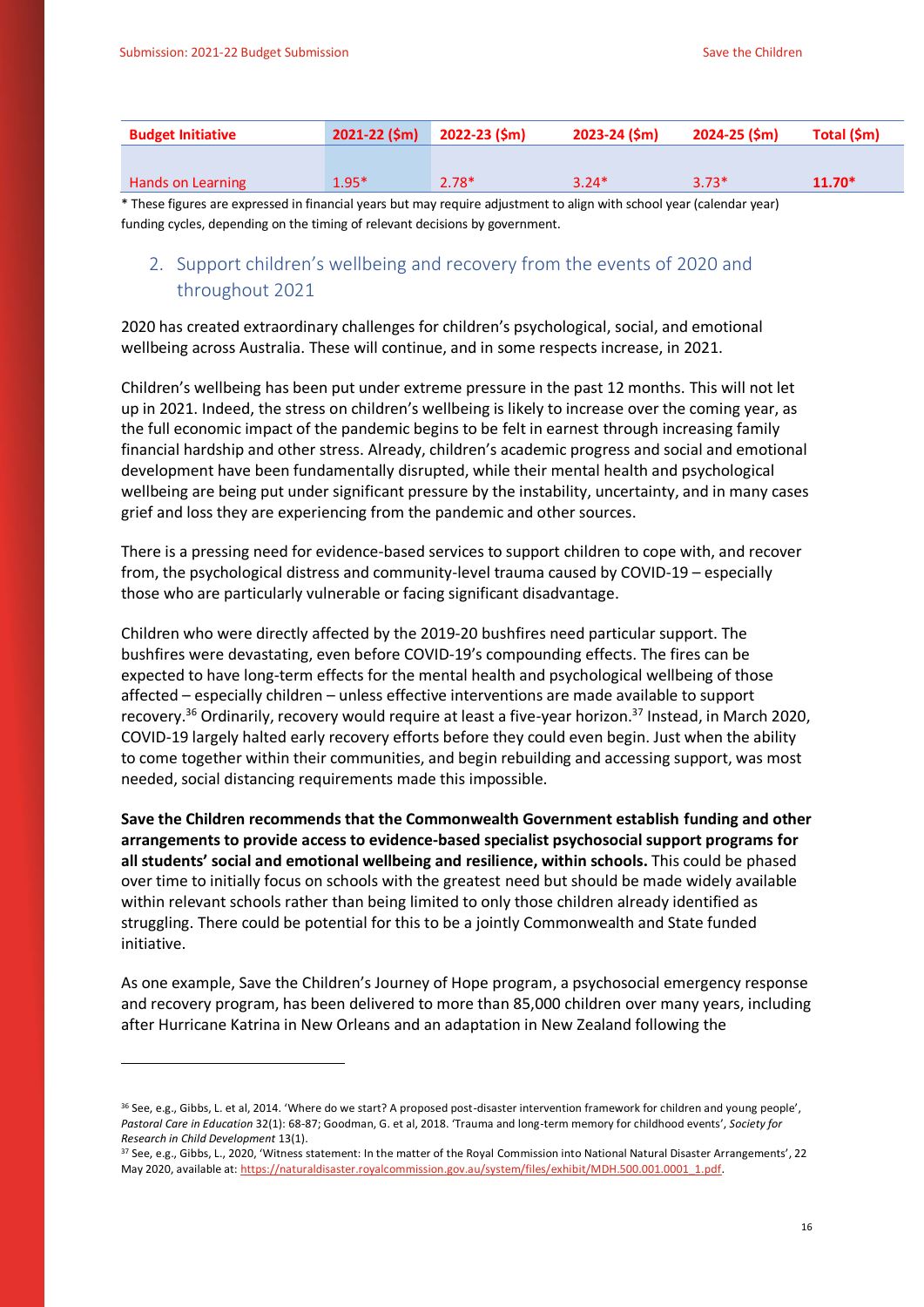| Budget Initiative | 2021-22 ($m) | 2022-23 ($m) | 2023-24 ($m) | 2024-25 ($m) | Total ($m) |
|---|---|---|---|---|---|
| Hands on Learning | 1.95* | 2.78* | 3.24* | 3.73* | **11.70*** |

* These figures are expressed in financial years but may require adjustment to align with school year (calendar year) funding cycles, depending on the timing of relevant decisions by government.

## 2. Support children's wellbeing and recovery from the events of 2020 and throughout 2021

2020 has created extraordinary challenges for children's psychological, social, and emotional wellbeing across Australia. These will continue, and in some respects increase, in 2021.

Children's wellbeing has been put under extreme pressure in the past 12 months. This will not let up in 2021. Indeed, the stress on children's wellbeing is likely to increase over the coming year, as the full economic impact of the pandemic begins to be felt in earnest through increasing family financial hardship and other stress. Already, children's academic progress and social and emotional development have been fundamentally disrupted, while their mental health and psychological wellbeing are being put under significant pressure by the instability, uncertainty, and in many cases grief and loss they are experiencing from the pandemic and other sources.

There is a pressing need for evidence-based services to support children to cope with, and recover from, the psychological distress and community-level trauma caused by COVID-19 – especially those who are particularly vulnerable or facing significant disadvantage.

Children who were directly affected by the 2019-20 bushfires need particular support. The bushfires were devastating, even before COVID-19's compounding effects. The fires can be expected to have long-term effects for the mental health and psychological wellbeing of those affected – especially children – unless effective interventions are made available to support recovery.[36] Ordinarily, recovery would require at least a five-year horizon.[37] Instead, in March 2020, COVID-19 largely halted early recovery efforts before they could even begin. Just when the ability to come together within their communities, and begin rebuilding and accessing support, was most needed, social distancing requirements made this impossible.

**Save the Children recommends that the Commonwealth Government establish funding and other arrangements to provide access to evidence-based specialist psychosocial support programs for all students' social and emotional wellbeing and resilience, within schools.** This could be phased over time to initially focus on schools with the greatest need but should be made widely available within relevant schools rather than being limited to only those children already identified as struggling. There could be potential for this to be a jointly Commonwealth and State funded initiative.

As one example, Save the Children's Journey of Hope program, a psychosocial emergency response and recovery program, has been delivered to more than 85,000 children over many years, including after Hurricane Katrina in New Orleans and an adaptation in New Zealand following the

---

[36] See, e.g., Gibbs, L. et al, 2014. 'Where do we start? A proposed post-disaster intervention framework for children and young people', *Pastoral Care in Education* 32(1): 68-87; Goodman, G. et al, 2018. 'Trauma and long-term memory for childhood events', *Society for Research in Child Development* 13(1).

[37] See, e.g., Gibbs, L., 2020, 'Witness statement: In the matter of the Royal Commission into National Natural Disaster Arrangements', 22 May 2020, available at: https://naturaldisaster.royalcommission.gov.au/system/files/exhibit/MDH.500.001.0001_1.pdf.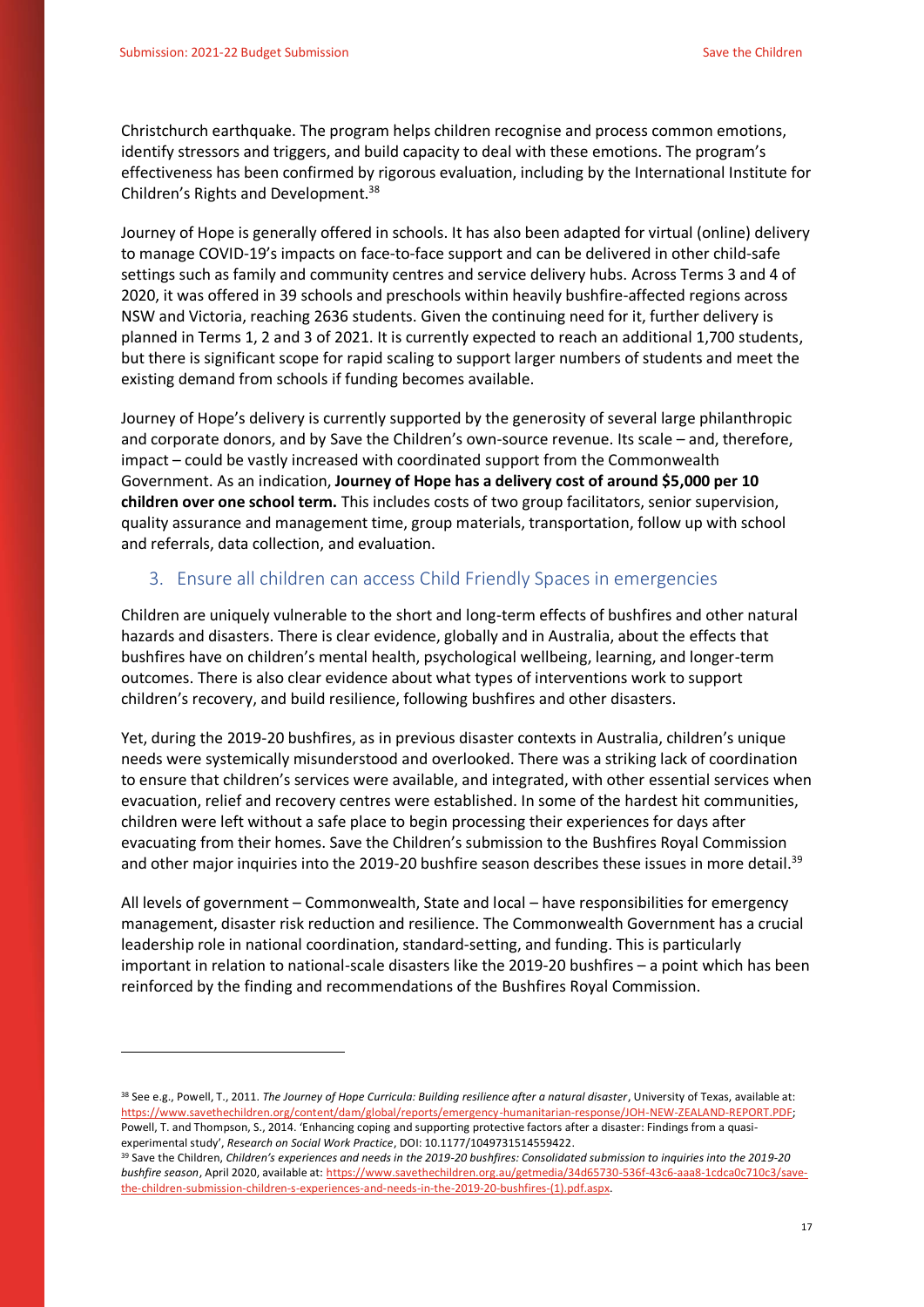Christchurch earthquake. The program helps children recognise and process common emotions, identify stressors and triggers, and build capacity to deal with these emotions. The program's effectiveness has been confirmed by rigorous evaluation, including by the International Institute for Children's Rights and Development.[38]

Journey of Hope is generally offered in schools. It has also been adapted for virtual (online) delivery to manage COVID-19's impacts on face-to-face support and can be delivered in other child-safe settings such as family and community centres and service delivery hubs. Across Terms 3 and 4 of 2020, it was offered in 39 schools and preschools within heavily bushfire-affected regions across NSW and Victoria, reaching 2636 students. Given the continuing need for it, further delivery is planned in Terms 1, 2 and 3 of 2021. It is currently expected to reach an additional 1,700 students, but there is significant scope for rapid scaling to support larger numbers of students and meet the existing demand from schools if funding becomes available.

Journey of Hope's delivery is currently supported by the generosity of several large philanthropic and corporate donors, and by Save the Children's own-source revenue. Its scale – and, therefore, impact – could be vastly increased with coordinated support from the Commonwealth Government. As an indication, **Journey of Hope has a delivery cost of around $5,000 per 10 children over one school term.** This includes costs of two group facilitators, senior supervision, quality assurance and management time, group materials, transportation, follow up with school and referrals, data collection, and evaluation.

## 3. Ensure all children can access Child Friendly Spaces in emergencies

Children are uniquely vulnerable to the short and long-term effects of bushfires and other natural hazards and disasters. There is clear evidence, globally and in Australia, about the effects that bushfires have on children's mental health, psychological wellbeing, learning, and longer-term outcomes. There is also clear evidence about what types of interventions work to support children's recovery, and build resilience, following bushfires and other disasters.

Yet, during the 2019-20 bushfires, as in previous disaster contexts in Australia, children's unique needs were systemically misunderstood and overlooked. There was a striking lack of coordination to ensure that children's services were available, and integrated, with other essential services when evacuation, relief and recovery centres were established. In some of the hardest hit communities, children were left without a safe place to begin processing their experiences for days after evacuating from their homes. Save the Children's submission to the Bushfires Royal Commission and other major inquiries into the 2019-20 bushfire season describes these issues in more detail.[39]

All levels of government – Commonwealth, State and local – have responsibilities for emergency management, disaster risk reduction and resilience. The Commonwealth Government has a crucial leadership role in national coordination, standard-setting, and funding. This is particularly important in relation to national-scale disasters like the 2019-20 bushfires – a point which has been reinforced by the finding and recommendations of the Bushfires Royal Commission.

---

[38] See e.g., Powell, T., 2011. *The Journey of Hope Curricula: Building resilience after a natural disaster*, University of Texas, available at: https://www.savethechildren.org/content/dam/global/reports/emergency-humanitarian-response/JOH-NEW-ZEALAND-REPORT.PDF; Powell, T. and Thompson, S., 2014. 'Enhancing coping and supporting protective factors after a disaster: Findings from a quasi-experimental study', *Research on Social Work Practice*, DOI: 10.1177/1049731514559422.

[39] Save the Children, *Children's experiences and needs in the 2019-20 bushfires: Consolidated submission to inquiries into the 2019-20 bushfire season*, April 2020, available at: https://www.savethechildren.org.au/getmedia/34d65730-536f-43c6-aaa8-1cdca0c710c3/save-the-children-submission-children-s-experiences-and-needs-in-the-2019-20-bushfires-(1).pdf.aspx.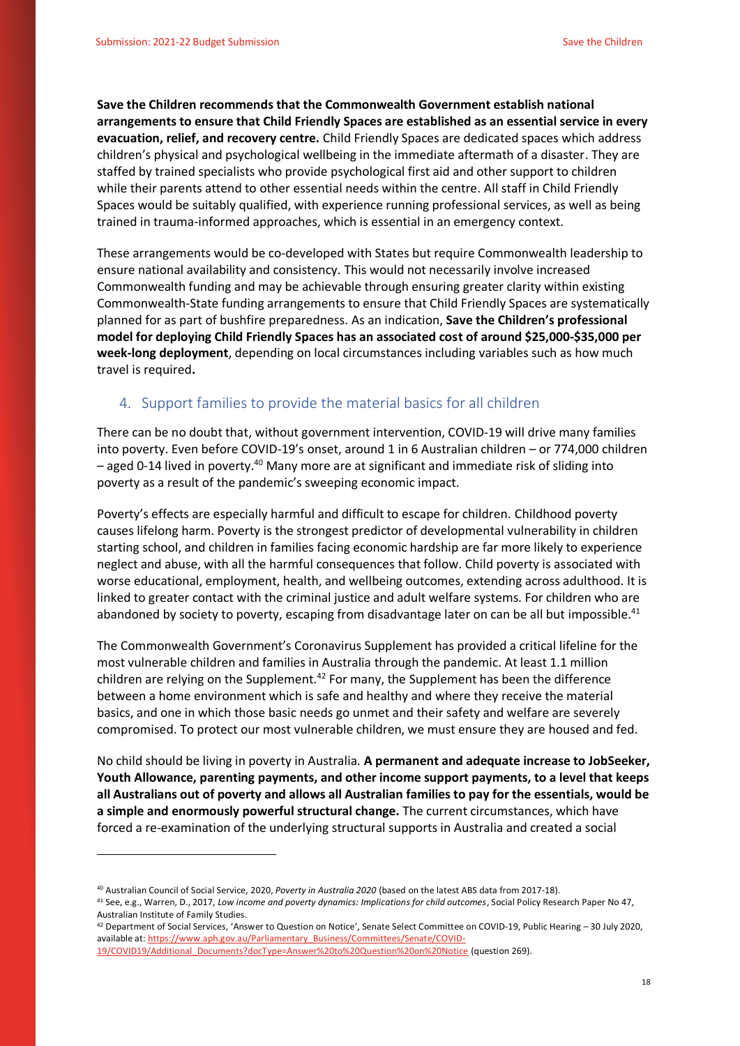**Save the Children recommends that the Commonwealth Government establish national arrangements to ensure that Child Friendly Spaces are established as an essential service in every evacuation, relief, and recovery centre.** Child Friendly Spaces are dedicated spaces which address children's physical and psychological wellbeing in the immediate aftermath of a disaster. They are staffed by trained specialists who provide psychological first aid and other support to children while their parents attend to other essential needs within the centre. All staff in Child Friendly Spaces would be suitably qualified, with experience running professional services, as well as being trained in trauma-informed approaches, which is essential in an emergency context.

These arrangements would be co-developed with States but require Commonwealth leadership to ensure national availability and consistency. This would not necessarily involve increased Commonwealth funding and may be achievable through ensuring greater clarity within existing Commonwealth-State funding arrangements to ensure that Child Friendly Spaces are systematically planned for as part of bushfire preparedness. As an indication, **Save the Children's professional model for deploying Child Friendly Spaces has an associated cost of around $25,000-$35,000 per week-long deployment**, depending on local circumstances including variables such as how much travel is required**.**

## 4. Support families to provide the material basics for all children

There can be no doubt that, without government intervention, COVID-19 will drive many families into poverty. Even before COVID-19's onset, around 1 in 6 Australian children – or 774,000 children – aged 0-14 lived in poverty.[40] Many more are at significant and immediate risk of sliding into poverty as a result of the pandemic's sweeping economic impact.

Poverty's effects are especially harmful and difficult to escape for children. Childhood poverty causes lifelong harm. Poverty is the strongest predictor of developmental vulnerability in children starting school, and children in families facing economic hardship are far more likely to experience neglect and abuse, with all the harmful consequences that follow. Child poverty is associated with worse educational, employment, health, and wellbeing outcomes, extending across adulthood. It is linked to greater contact with the criminal justice and adult welfare systems. For children who are abandoned by society to poverty, escaping from disadvantage later on can be all but impossible.[41]

The Commonwealth Government's Coronavirus Supplement has provided a critical lifeline for the most vulnerable children and families in Australia through the pandemic. At least 1.1 million children are relying on the Supplement.[42] For many, the Supplement has been the difference between a home environment which is safe and healthy and where they receive the material basics, and one in which those basic needs go unmet and their safety and welfare are severely compromised. To protect our most vulnerable children, we must ensure they are housed and fed.

No child should be living in poverty in Australia. **A permanent and adequate increase to JobSeeker, Youth Allowance, parenting payments, and other income support payments, to a level that keeps all Australians out of poverty and allows all Australian families to pay for the essentials, would be a simple and enormously powerful structural change.** The current circumstances, which have forced a re-examination of the underlying structural supports in Australia and created a social

---

[40] Australian Council of Social Service, 2020, *Poverty in Australia 2020* (based on the latest ABS data from 2017-18).

[41] See, e.g., Warren, D., 2017, *Low income and poverty dynamics: Implications for child outcomes*, Social Policy Research Paper No 47, Australian Institute of Family Studies.

[42] Department of Social Services, 'Answer to Question on Notice', Senate Select Committee on COVID-19, Public Hearing – 30 July 2020, available at: https://www.aph.gov.au/Parliamentary_Business/Committees/Senate/COVID-19/COVID19/Additional_Documents?docType=Answer%20to%20Question%20on%20Notice (question 269).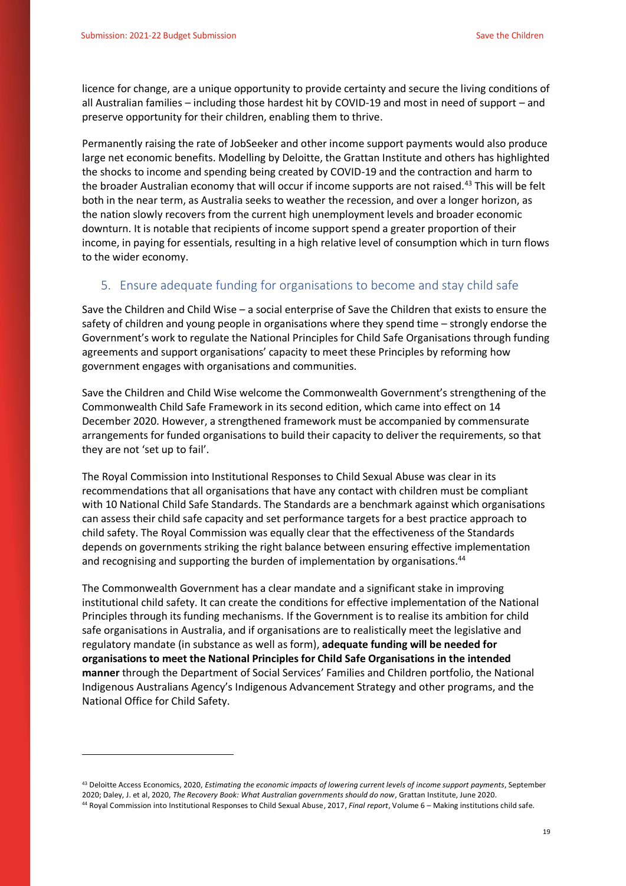licence for change, are a unique opportunity to provide certainty and secure the living conditions of all Australian families – including those hardest hit by COVID-19 and most in need of support – and preserve opportunity for their children, enabling them to thrive.

Permanently raising the rate of JobSeeker and other income support payments would also produce large net economic benefits. Modelling by Deloitte, the Grattan Institute and others has highlighted the shocks to income and spending being created by COVID-19 and the contraction and harm to the broader Australian economy that will occur if income supports are not raised.[43] This will be felt both in the near term, as Australia seeks to weather the recession, and over a longer horizon, as the nation slowly recovers from the current high unemployment levels and broader economic downturn. It is notable that recipients of income support spend a greater proportion of their income, in paying for essentials, resulting in a high relative level of consumption which in turn flows to the wider economy.

## 5. Ensure adequate funding for organisations to become and stay child safe

Save the Children and Child Wise – a social enterprise of Save the Children that exists to ensure the safety of children and young people in organisations where they spend time – strongly endorse the Government's work to regulate the National Principles for Child Safe Organisations through funding agreements and support organisations' capacity to meet these Principles by reforming how government engages with organisations and communities.

Save the Children and Child Wise welcome the Commonwealth Government's strengthening of the Commonwealth Child Safe Framework in its second edition, which came into effect on 14 December 2020. However, a strengthened framework must be accompanied by commensurate arrangements for funded organisations to build their capacity to deliver the requirements, so that they are not 'set up to fail'.

The Royal Commission into Institutional Responses to Child Sexual Abuse was clear in its recommendations that all organisations that have any contact with children must be compliant with 10 National Child Safe Standards. The Standards are a benchmark against which organisations can assess their child safe capacity and set performance targets for a best practice approach to child safety. The Royal Commission was equally clear that the effectiveness of the Standards depends on governments striking the right balance between ensuring effective implementation and recognising and supporting the burden of implementation by organisations.[44]

The Commonwealth Government has a clear mandate and a significant stake in improving institutional child safety. It can create the conditions for effective implementation of the National Principles through its funding mechanisms. If the Government is to realise its ambition for child safe organisations in Australia, and if organisations are to realistically meet the legislative and regulatory mandate (in substance as well as form), **adequate funding will be needed for organisations to meet the National Principles for Child Safe Organisations in the intended manner** through the Department of Social Services' Families and Children portfolio, the National Indigenous Australians Agency's Indigenous Advancement Strategy and other programs, and the National Office for Child Safety.

---

[43] Deloitte Access Economics, 2020, *Estimating the economic impacts of lowering current levels of income support payments*, September 2020; Daley, J. et al, 2020, *The Recovery Book: What Australian governments should do now*, Grattan Institute, June 2020.

[44] Royal Commission into Institutional Responses to Child Sexual Abuse, 2017, *Final report*, Volume 6 – Making institutions child safe.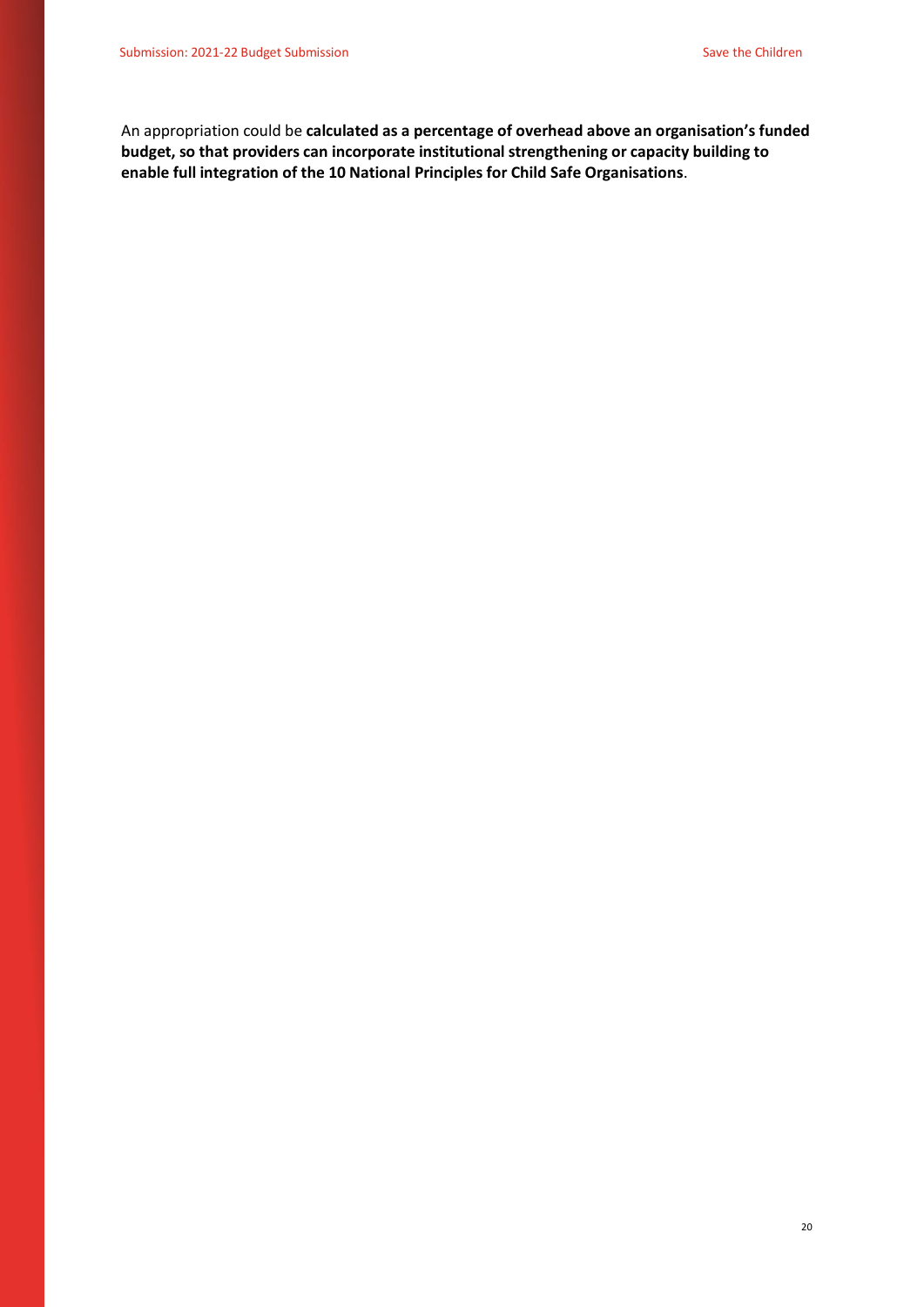An appropriation could be **calculated as a percentage of overhead above an organisation's funded budget, so that providers can incorporate institutional strengthening or capacity building to enable full integration of the 10 National Principles for Child Safe Organisations**.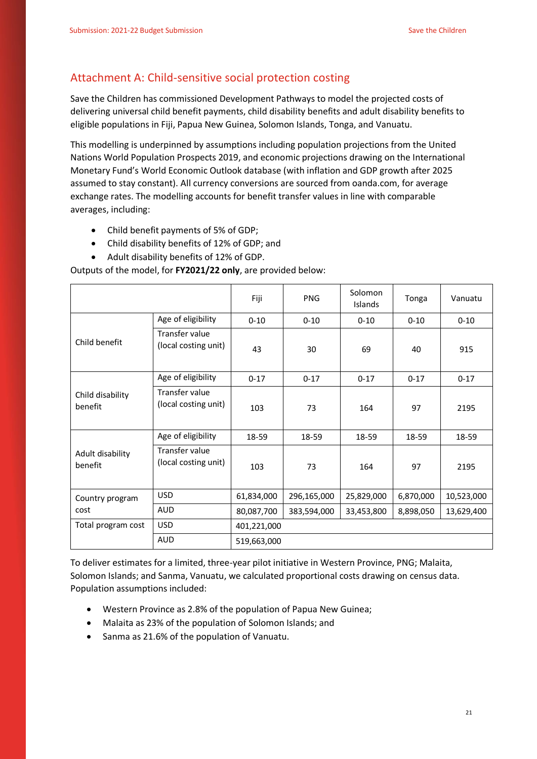## Attachment A: Child-sensitive social protection costing

Save the Children has commissioned Development Pathways to model the projected costs of delivering universal child benefit payments, child disability benefits and adult disability benefits to eligible populations in Fiji, Papua New Guinea, Solomon Islands, Tonga, and Vanuatu.

This modelling is underpinned by assumptions including population projections from the United Nations World Population Prospects 2019, and economic projections drawing on the International Monetary Fund's World Economic Outlook database (with inflation and GDP growth after 2025 assumed to stay constant). All currency conversions are sourced from oanda.com, for average exchange rates. The modelling accounts for benefit transfer values in line with comparable averages, including:

- Child benefit payments of 5% of GDP;
- Child disability benefits of 12% of GDP; and
- Adult disability benefits of 12% of GDP.

Outputs of the model, for **FY2021/22 only**, are provided below:

| | | Fiji | PNG | Solomon Islands | Tonga | Vanuatu |
|---|---|---|---|---|---|---|
| Child benefit | Age of eligibility | 0-10 | 0-10 | 0-10 | 0-10 | 0-10 |
| | Transfer value (local costing unit) | 43 | 30 | 69 | 40 | 915 |
| Child disability benefit | Age of eligibility | 0-17 | 0-17 | 0-17 | 0-17 | 0-17 |
| | Transfer value (local costing unit) | 103 | 73 | 164 | 97 | 2195 |
| Adult disability benefit | Age of eligibility | 18-59 | 18-59 | 18-59 | 18-59 | 18-59 |
| | Transfer value (local costing unit) | 103 | 73 | 164 | 97 | 2195 |
| Country program cost | USD | 61,834,000 | 296,165,000 | 25,829,000 | 6,870,000 | 10,523,000 |
| | AUD | 80,087,700 | 383,594,000 | 33,453,800 | 8,898,050 | 13,629,400 |
| Total program cost | USD | 401,221,000 | | | | |
| | AUD | 519,663,000 | | | | |

To deliver estimates for a limited, three-year pilot initiative in Western Province, PNG; Malaita, Solomon Islands; and Sanma, Vanuatu, we calculated proportional costs drawing on census data. Population assumptions included:

- Western Province as 2.8% of the population of Papua New Guinea;
- Malaita as 23% of the population of Solomon Islands; and
- Sanma as 21.6% of the population of Vanuatu.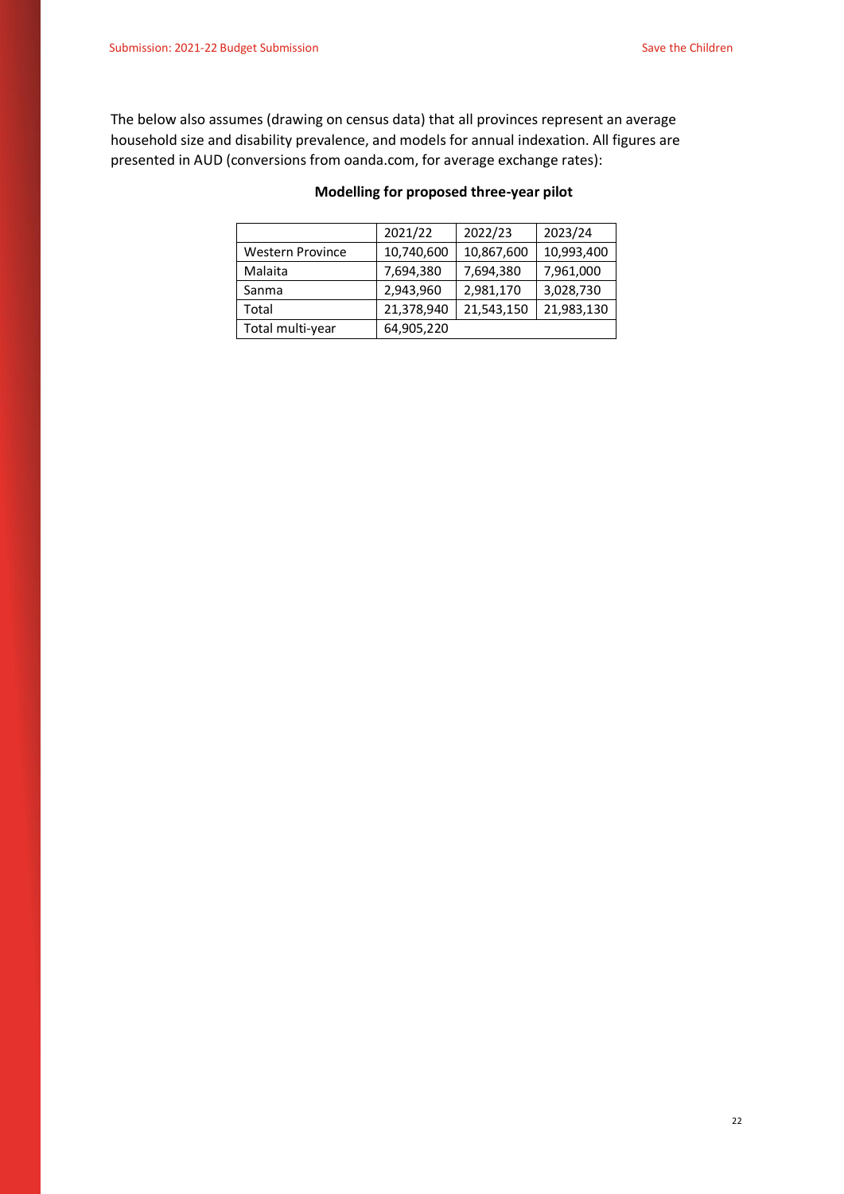The below also assumes (drawing on census data) that all provinces represent an average household size and disability prevalence, and models for annual indexation. All figures are presented in AUD (conversions from oanda.com, for average exchange rates):

**Modelling for proposed three-year pilot**

| | 2021/22 | 2022/23 | 2023/24 |
|---|---|---|---|
| Western Province | 10,740,600 | 10,867,600 | 10,993,400 |
| Malaita | 7,694,380 | 7,694,380 | 7,961,000 |
| Sanma | 2,943,960 | 2,981,170 | 3,028,730 |
| Total | 21,378,940 | 21,543,150 | 21,983,130 |
| Total multi-year | 64,905,220 | | |